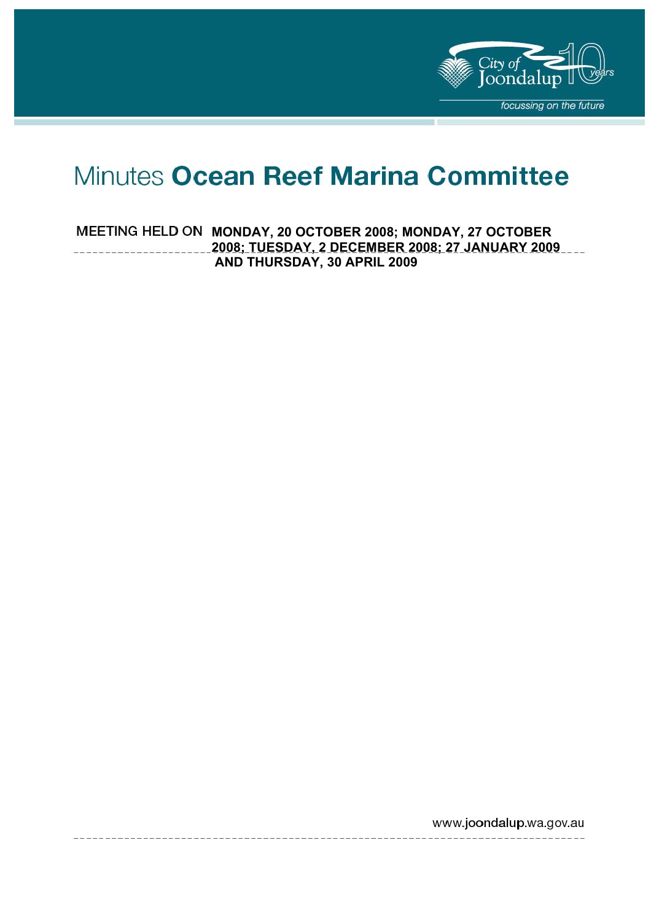City of Joondalup 10 years

*focussing on the future*

# Minutes **Ocean Reef Marina Committee**

MEETING HELD ON **MONDAY, 20 OCTOBER 2008; MONDAY, 27 OCTOBER 2008; TUESDAY, 2 DECEMBER 2008; 27 JANUARY 2009 AND THURSDAY, 30 APRIL 2009**

www.joondalup.wa.gov.au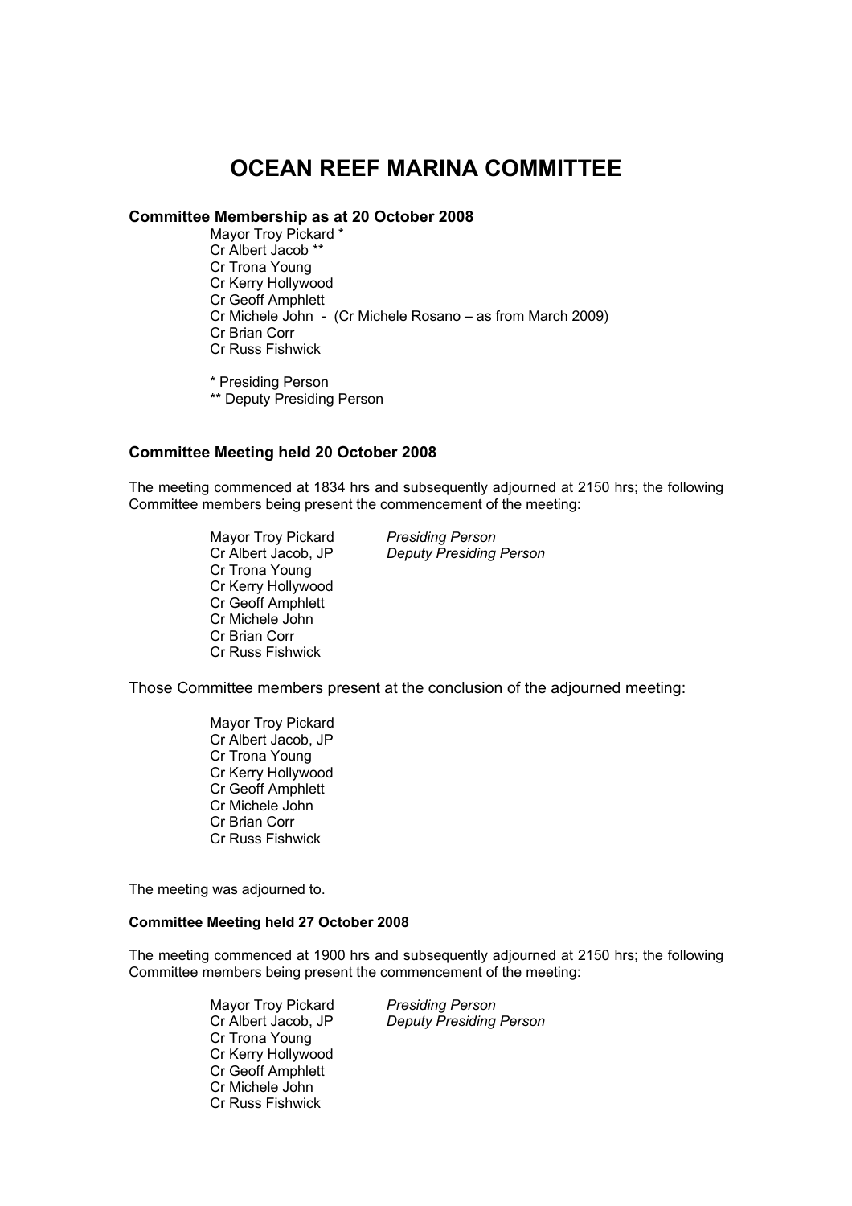# OCEAN REEF MARINA COMMITTEE

**Committee Membership as at 20 October 2008**

Mayor Troy Pickard *
Cr Albert Jacob **
Cr Trona Young
Cr Kerry Hollywood
Cr Geoff Amphlett
Cr Michele John - (Cr Michele Rosano – as from March 2009)
Cr Brian Corr
Cr Russ Fishwick

* Presiding Person
** Deputy Presiding Person

### Committee Meeting held 20 October 2008

The meeting commenced at 1834 hrs and subsequently adjourned at 2150 hrs; the following Committee members being present the commencement of the meeting:

| | |
|---|---|
| Mayor Troy Pickard | *Presiding Person* |
| Cr Albert Jacob, JP | *Deputy Presiding Person* |
| Cr Trona Young | |
| Cr Kerry Hollywood | |
| Cr Geoff Amphlett | |
| Cr Michele John | |
| Cr Brian Corr | |
| Cr Russ Fishwick | |

Those Committee members present at the conclusion of the adjourned meeting:

Mayor Troy Pickard
Cr Albert Jacob, JP
Cr Trona Young
Cr Kerry Hollywood
Cr Geoff Amphlett
Cr Michele John
Cr Brian Corr
Cr Russ Fishwick

The meeting was adjourned to.

#### Committee Meeting held 27 October 2008

The meeting commenced at 1900 hrs and subsequently adjourned at 2150 hrs; the following Committee members being present the commencement of the meeting:

| | |
|---|---|
| Mayor Troy Pickard | *Presiding Person* |
| Cr Albert Jacob, JP | *Deputy Presiding Person* |
| Cr Trona Young | |
| Cr Kerry Hollywood | |
| Cr Geoff Amphlett | |
| Cr Michele John | |
| Cr Russ Fishwick | |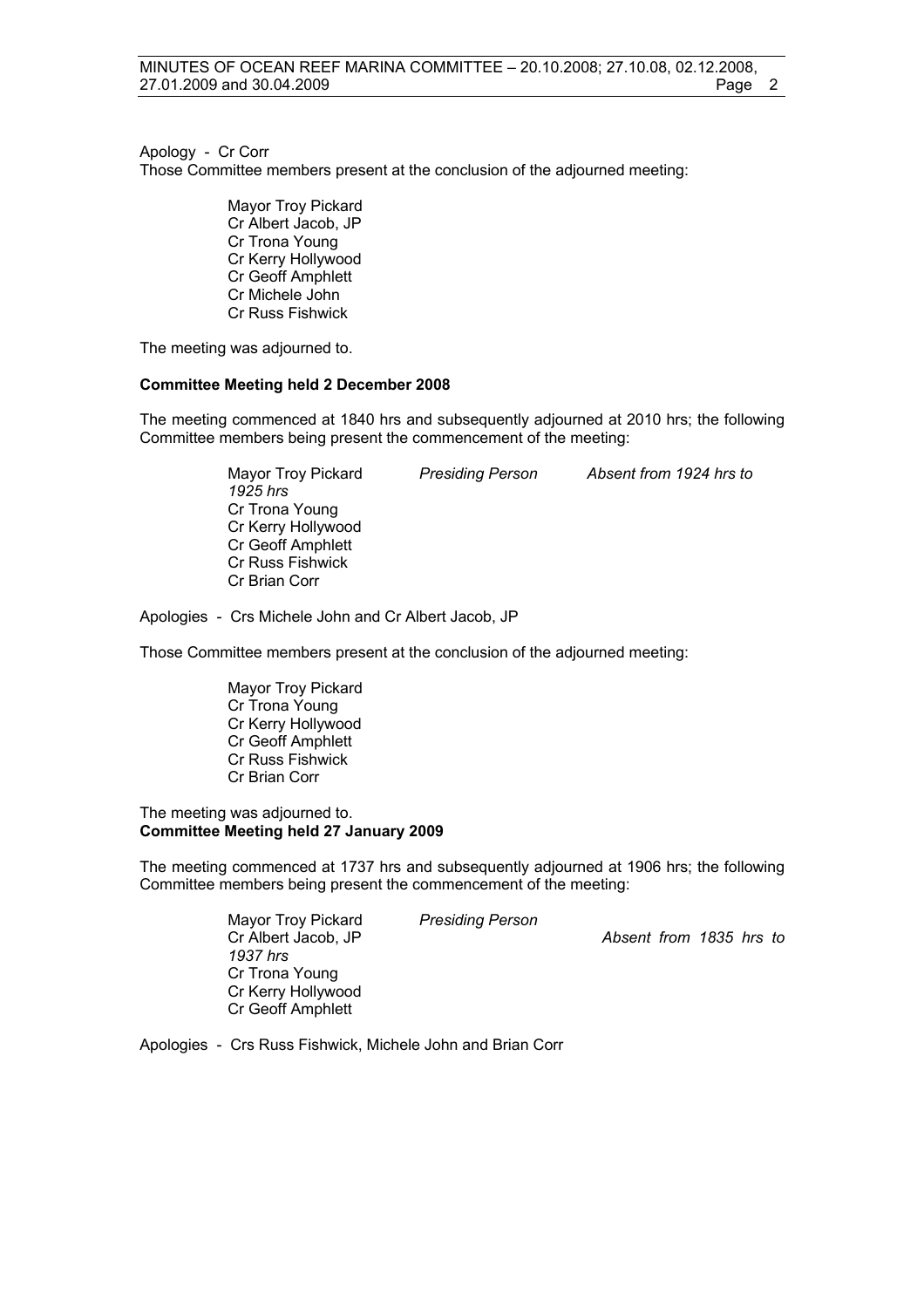Apology - Cr Corr

Those Committee members present at the conclusion of the adjourned meeting:

Mayor Troy Pickard
Cr Albert Jacob, JP
Cr Trona Young
Cr Kerry Hollywood
Cr Geoff Amphlett
Cr Michele John
Cr Russ Fishwick

The meeting was adjourned to.

**Committee Meeting held 2 December 2008**

The meeting commenced at 1840 hrs and subsequently adjourned at 2010 hrs; the following Committee members being present the commencement of the meeting:

Mayor Troy Pickard *Presiding Person* *Absent from 1924 hrs to 1925 hrs*
Cr Trona Young
Cr Kerry Hollywood
Cr Geoff Amphlett
Cr Russ Fishwick
Cr Brian Corr

Apologies - Crs Michele John and Cr Albert Jacob, JP

Those Committee members present at the conclusion of the adjourned meeting:

Mayor Troy Pickard
Cr Trona Young
Cr Kerry Hollywood
Cr Geoff Amphlett
Cr Russ Fishwick
Cr Brian Corr

The meeting was adjourned to.

**Committee Meeting held 27 January 2009**

The meeting commenced at 1737 hrs and subsequently adjourned at 1906 hrs; the following Committee members being present the commencement of the meeting:

Mayor Troy Pickard *Presiding Person*
Cr Albert Jacob, JP *Absent from 1835 hrs to 1937 hrs*
Cr Trona Young
Cr Kerry Hollywood
Cr Geoff Amphlett

Apologies - Crs Russ Fishwick, Michele John and Brian Corr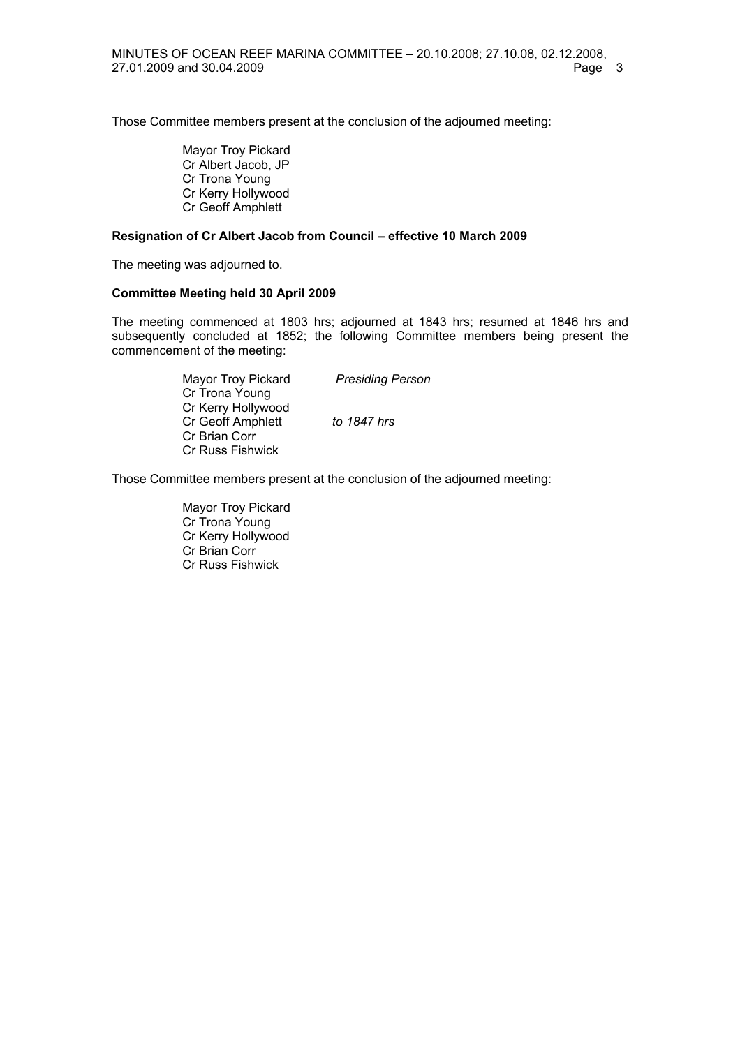Those Committee members present at the conclusion of the adjourned meeting:

Mayor Troy Pickard
Cr Albert Jacob, JP
Cr Trona Young
Cr Kerry Hollywood
Cr Geoff Amphlett

**Resignation of Cr Albert Jacob from Council – effective 10 March 2009**

The meeting was adjourned to.

**Committee Meeting held 30 April 2009**

The meeting commenced at 1803 hrs; adjourned at 1843 hrs; resumed at 1846 hrs and subsequently concluded at 1852; the following Committee members being present the commencement of the meeting:

| | |
|---|---|
| Mayor Troy Pickard | *Presiding Person* |
| Cr Trona Young | |
| Cr Kerry Hollywood | |
| Cr Geoff Amphlett | *to 1847 hrs* |
| Cr Brian Corr | |
| Cr Russ Fishwick | |

Those Committee members present at the conclusion of the adjourned meeting:

Mayor Troy Pickard
Cr Trona Young
Cr Kerry Hollywood
Cr Brian Corr
Cr Russ Fishwick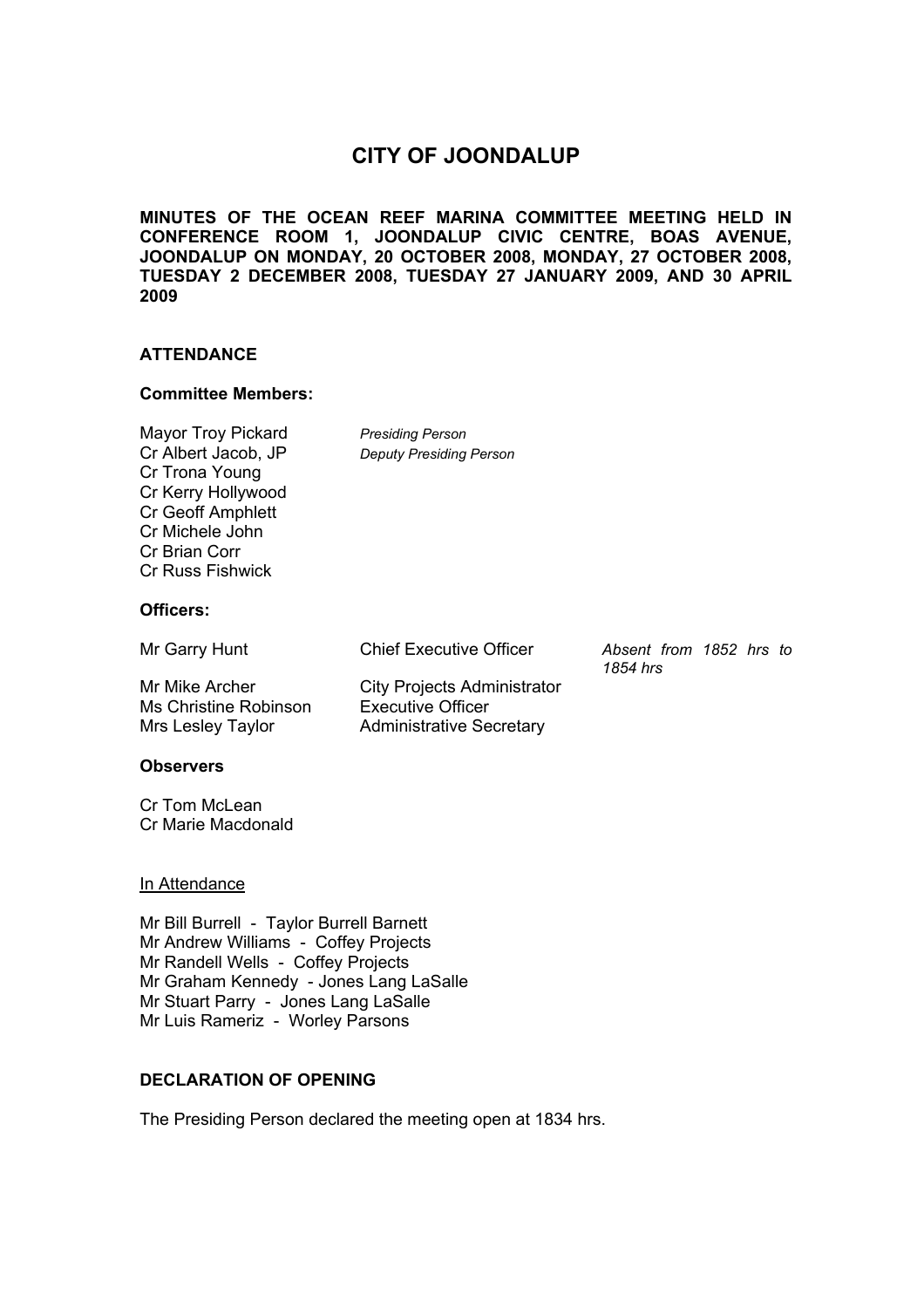# CITY OF JOONDALUP

**MINUTES OF THE OCEAN REEF MARINA COMMITTEE MEETING HELD IN CONFERENCE ROOM 1, JOONDALUP CIVIC CENTRE, BOAS AVENUE, JOONDALUP ON MONDAY, 20 OCTOBER 2008, MONDAY, 27 OCTOBER 2008, TUESDAY 2 DECEMBER 2008, TUESDAY 27 JANUARY 2009, AND 30 APRIL 2009**

## ATTENDANCE

### Committee Members:

| | |
|---|---|
| Mayor Troy Pickard | *Presiding Person* |
| Cr Albert Jacob, JP | *Deputy Presiding Person* |
| Cr Trona Young | |
| Cr Kerry Hollywood | |
| Cr Geoff Amphlett | |
| Cr Michele John | |
| Cr Brian Corr | |
| Cr Russ Fishwick | |

### Officers:

| | | |
|---|---|---|
| Mr Garry Hunt | Chief Executive Officer | *Absent from 1852 hrs to 1854 hrs* |
| Mr Mike Archer | City Projects Administrator | |
| Ms Christine Robinson | Executive Officer | |
| Mrs Lesley Taylor | Administrative Secretary | |

### Observers

Cr Tom McLean
Cr Marie Macdonald

In Attendance

Mr Bill Burrell - Taylor Burrell Barnett
Mr Andrew Williams - Coffey Projects
Mr Randell Wells - Coffey Projects
Mr Graham Kennedy - Jones Lang LaSalle
Mr Stuart Parry - Jones Lang LaSalle
Mr Luis Rameriz - Worley Parsons

## DECLARATION OF OPENING

The Presiding Person declared the meeting open at 1834 hrs.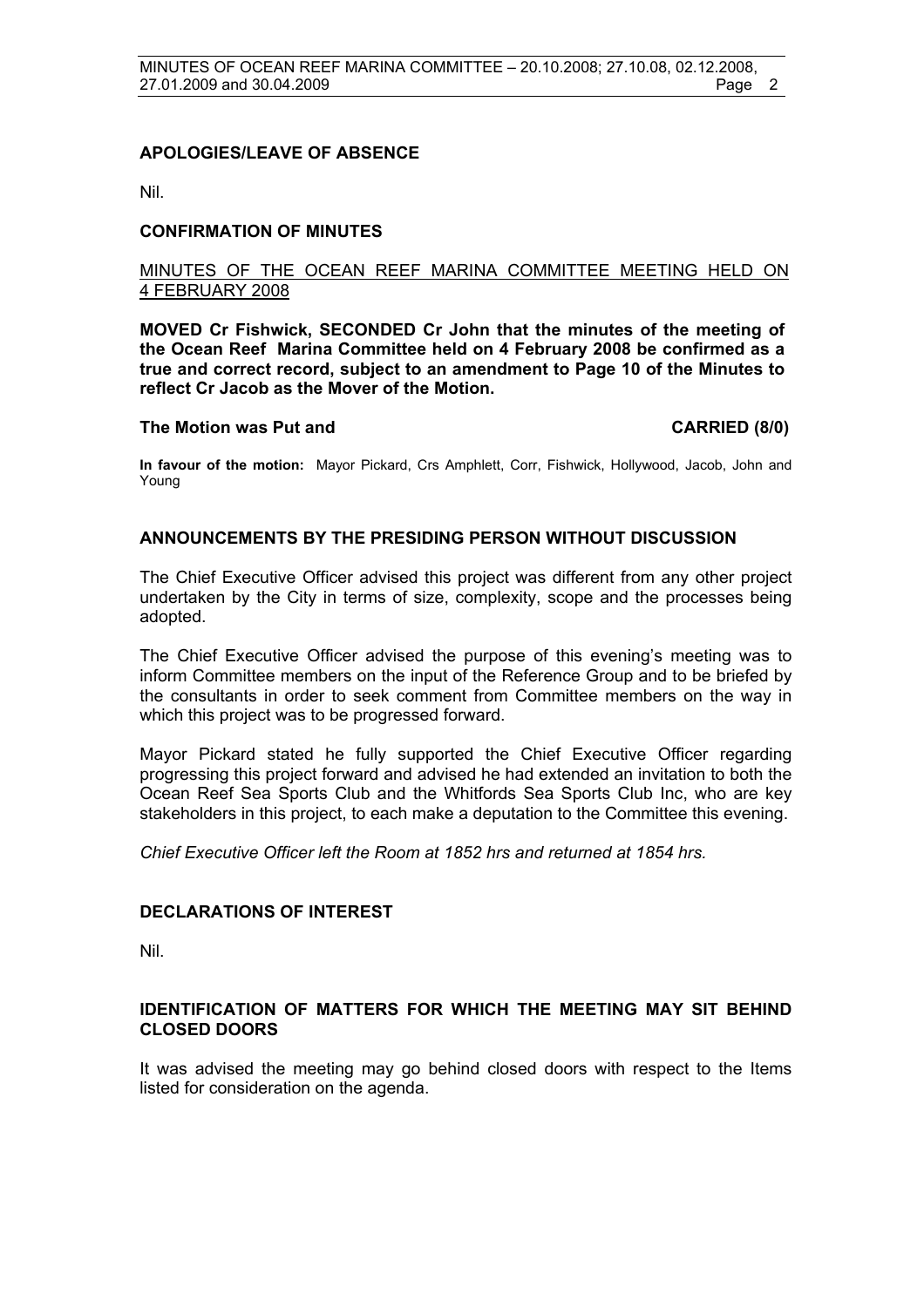## APOLOGIES/LEAVE OF ABSENCE

Nil.

## CONFIRMATION OF MINUTES

MINUTES OF THE OCEAN REEF MARINA COMMITTEE MEETING HELD ON 4 FEBRUARY 2008

**MOVED Cr Fishwick, SECONDED Cr John that the minutes of the meeting of the Ocean Reef Marina Committee held on 4 February 2008 be confirmed as a true and correct record, subject to an amendment to Page 10 of the Minutes to reflect Cr Jacob as the Mover of the Motion.**

**The Motion was Put and CARRIED (8/0)**

**In favour of the motion:** Mayor Pickard, Crs Amphlett, Corr, Fishwick, Hollywood, Jacob, John and Young

## ANNOUNCEMENTS BY THE PRESIDING PERSON WITHOUT DISCUSSION

The Chief Executive Officer advised this project was different from any other project undertaken by the City in terms of size, complexity, scope and the processes being adopted.

The Chief Executive Officer advised the purpose of this evening's meeting was to inform Committee members on the input of the Reference Group and to be briefed by the consultants in order to seek comment from Committee members on the way in which this project was to be progressed forward.

Mayor Pickard stated he fully supported the Chief Executive Officer regarding progressing this project forward and advised he had extended an invitation to both the Ocean Reef Sea Sports Club and the Whitfords Sea Sports Club Inc, who are key stakeholders in this project, to each make a deputation to the Committee this evening.

*Chief Executive Officer left the Room at 1852 hrs and returned at 1854 hrs.*

## DECLARATIONS OF INTEREST

Nil.

## IDENTIFICATION OF MATTERS FOR WHICH THE MEETING MAY SIT BEHIND CLOSED DOORS

It was advised the meeting may go behind closed doors with respect to the Items listed for consideration on the agenda.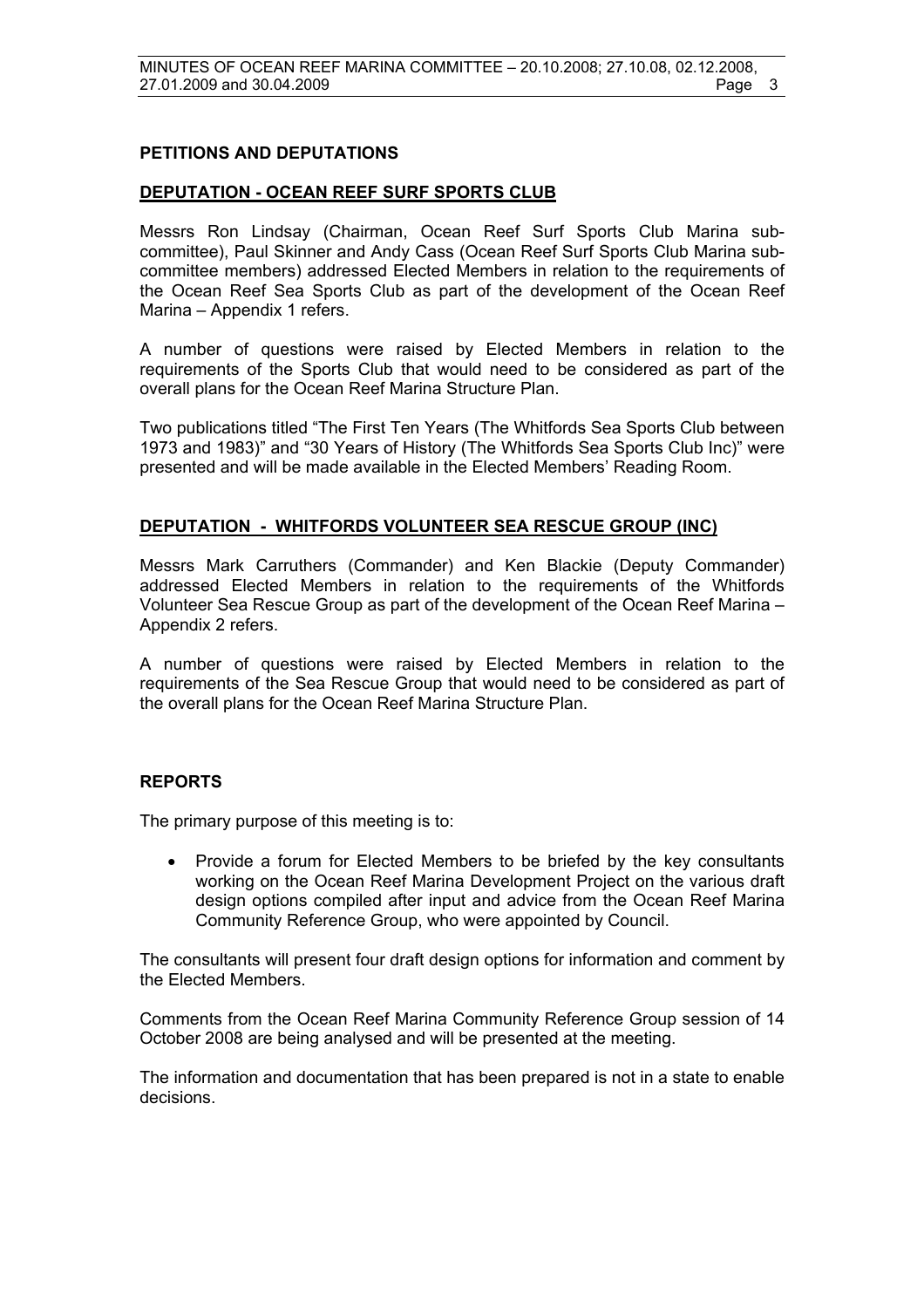## PETITIONS AND DEPUTATIONS

### DEPUTATION - OCEAN REEF SURF SPORTS CLUB

Messrs Ron Lindsay (Chairman, Ocean Reef Surf Sports Club Marina sub-committee), Paul Skinner and Andy Cass (Ocean Reef Surf Sports Club Marina sub-committee members) addressed Elected Members in relation to the requirements of the Ocean Reef Sea Sports Club as part of the development of the Ocean Reef Marina – Appendix 1 refers.

A number of questions were raised by Elected Members in relation to the requirements of the Sports Club that would need to be considered as part of the overall plans for the Ocean Reef Marina Structure Plan.

Two publications titled "The First Ten Years (The Whitfords Sea Sports Club between 1973 and 1983)" and "30 Years of History (The Whitfords Sea Sports Club Inc)" were presented and will be made available in the Elected Members' Reading Room.

### DEPUTATION - WHITFORDS VOLUNTEER SEA RESCUE GROUP (INC)

Messrs Mark Carruthers (Commander) and Ken Blackie (Deputy Commander) addressed Elected Members in relation to the requirements of the Whitfords Volunteer Sea Rescue Group as part of the development of the Ocean Reef Marina – Appendix 2 refers.

A number of questions were raised by Elected Members in relation to the requirements of the Sea Rescue Group that would need to be considered as part of the overall plans for the Ocean Reef Marina Structure Plan.

## REPORTS

The primary purpose of this meeting is to:

- Provide a forum for Elected Members to be briefed by the key consultants working on the Ocean Reef Marina Development Project on the various draft design options compiled after input and advice from the Ocean Reef Marina Community Reference Group, who were appointed by Council.

The consultants will present four draft design options for information and comment by the Elected Members.

Comments from the Ocean Reef Marina Community Reference Group session of 14 October 2008 are being analysed and will be presented at the meeting.

The information and documentation that has been prepared is not in a state to enable decisions.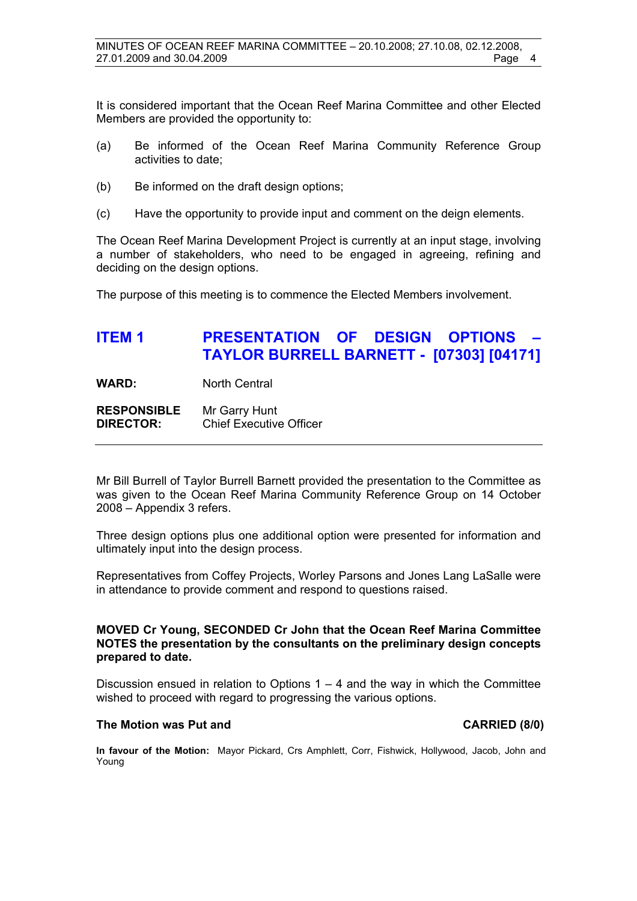It is considered important that the Ocean Reef Marina Committee and other Elected Members are provided the opportunity to:

(a) Be informed of the Ocean Reef Marina Community Reference Group activities to date;

(b) Be informed on the draft design options;

(c) Have the opportunity to provide input and comment on the deign elements.

The Ocean Reef Marina Development Project is currently at an input stage, involving a number of stakeholders, who need to be engaged in agreeing, refining and deciding on the design options.

The purpose of this meeting is to commence the Elected Members involvement.

## ITEM 1 PRESENTATION OF DESIGN OPTIONS – TAYLOR BURRELL BARNETT - [07303] [04171]

**WARD:** North Central

**RESPONSIBLE DIRECTOR:** Mr Garry Hunt, Chief Executive Officer

Mr Bill Burrell of Taylor Burrell Barnett provided the presentation to the Committee as was given to the Ocean Reef Marina Community Reference Group on 14 October 2008 – Appendix 3 refers.

Three design options plus one additional option were presented for information and ultimately input into the design process.

Representatives from Coffey Projects, Worley Parsons and Jones Lang LaSalle were in attendance to provide comment and respond to questions raised.

**MOVED Cr Young, SECONDED Cr John that the Ocean Reef Marina Committee NOTES the presentation by the consultants on the preliminary design concepts prepared to date.**

Discussion ensued in relation to Options 1 – 4 and the way in which the Committee wished to proceed with regard to progressing the various options.

**The Motion was Put and CARRIED (8/0)**

**In favour of the Motion:** Mayor Pickard, Crs Amphlett, Corr, Fishwick, Hollywood, Jacob, John and Young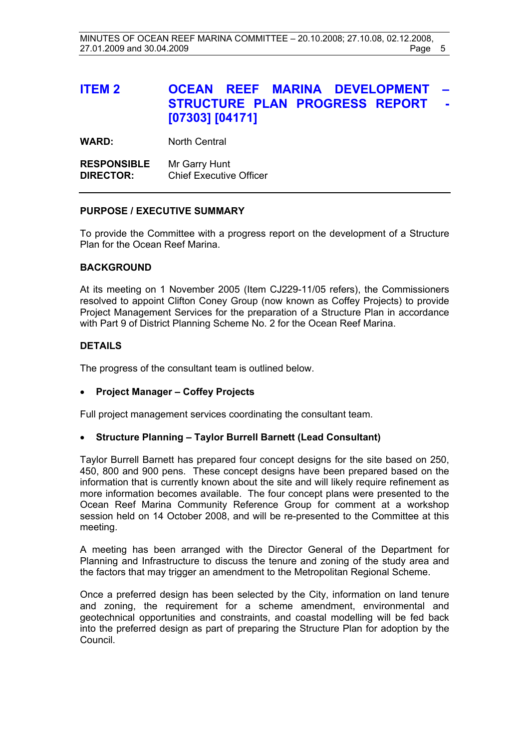## ITEM 2 OCEAN REEF MARINA DEVELOPMENT – STRUCTURE PLAN PROGRESS REPORT - [07303] [04171]

**WARD:** North Central

**RESPONSIBLE DIRECTOR:** Mr Garry Hunt
Chief Executive Officer

### PURPOSE / EXECUTIVE SUMMARY

To provide the Committee with a progress report on the development of a Structure Plan for the Ocean Reef Marina.

### BACKGROUND

At its meeting on 1 November 2005 (Item CJ229-11/05 refers), the Commissioners resolved to appoint Clifton Coney Group (now known as Coffey Projects) to provide Project Management Services for the preparation of a Structure Plan in accordance with Part 9 of District Planning Scheme No. 2 for the Ocean Reef Marina.

### DETAILS

The progress of the consultant team is outlined below.

- **Project Manager – Coffey Projects**

Full project management services coordinating the consultant team.

- **Structure Planning – Taylor Burrell Barnett (Lead Consultant)**

Taylor Burrell Barnett has prepared four concept designs for the site based on 250, 450, 800 and 900 pens. These concept designs have been prepared based on the information that is currently known about the site and will likely require refinement as more information becomes available. The four concept plans were presented to the Ocean Reef Marina Community Reference Group for comment at a workshop session held on 14 October 2008, and will be re-presented to the Committee at this meeting.

A meeting has been arranged with the Director General of the Department for Planning and Infrastructure to discuss the tenure and zoning of the study area and the factors that may trigger an amendment to the Metropolitan Regional Scheme.

Once a preferred design has been selected by the City, information on land tenure and zoning, the requirement for a scheme amendment, environmental and geotechnical opportunities and constraints, and coastal modelling will be fed back into the preferred design as part of preparing the Structure Plan for adoption by the Council.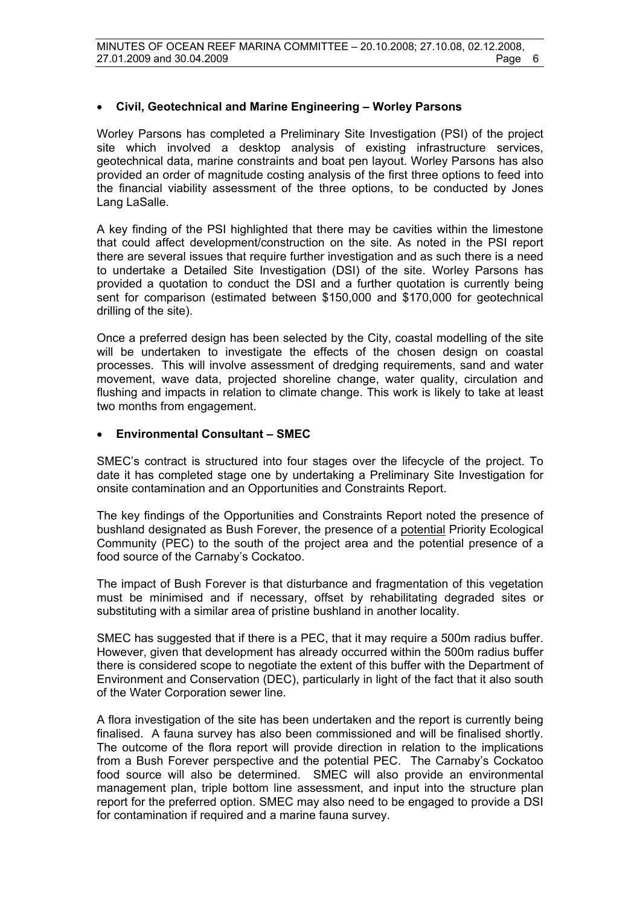- **Civil, Geotechnical and Marine Engineering – Worley Parsons**

Worley Parsons has completed a Preliminary Site Investigation (PSI) of the project site which involved a desktop analysis of existing infrastructure services, geotechnical data, marine constraints and boat pen layout. Worley Parsons has also provided an order of magnitude costing analysis of the first three options to feed into the financial viability assessment of the three options, to be conducted by Jones Lang LaSalle.

A key finding of the PSI highlighted that there may be cavities within the limestone that could affect development/construction on the site. As noted in the PSI report there are several issues that require further investigation and as such there is a need to undertake a Detailed Site Investigation (DSI) of the site. Worley Parsons has provided a quotation to conduct the DSI and a further quotation is currently being sent for comparison (estimated between $150,000 and $170,000 for geotechnical drilling of the site).

Once a preferred design has been selected by the City, coastal modelling of the site will be undertaken to investigate the effects of the chosen design on coastal processes. This will involve assessment of dredging requirements, sand and water movement, wave data, projected shoreline change, water quality, circulation and flushing and impacts in relation to climate change. This work is likely to take at least two months from engagement.

- **Environmental Consultant – SMEC**

SMEC's contract is structured into four stages over the lifecycle of the project. To date it has completed stage one by undertaking a Preliminary Site Investigation for onsite contamination and an Opportunities and Constraints Report.

The key findings of the Opportunities and Constraints Report noted the presence of bushland designated as Bush Forever, the presence of a <u>potential</u> Priority Ecological Community (PEC) to the south of the project area and the potential presence of a food source of the Carnaby's Cockatoo.

The impact of Bush Forever is that disturbance and fragmentation of this vegetation must be minimised and if necessary, offset by rehabilitating degraded sites or substituting with a similar area of pristine bushland in another locality.

SMEC has suggested that if there is a PEC, that it may require a 500m radius buffer. However, given that development has already occurred within the 500m radius buffer there is considered scope to negotiate the extent of this buffer with the Department of Environment and Conservation (DEC), particularly in light of the fact that it also south of the Water Corporation sewer line.

A flora investigation of the site has been undertaken and the report is currently being finalised. A fauna survey has also been commissioned and will be finalised shortly. The outcome of the flora report will provide direction in relation to the implications from a Bush Forever perspective and the potential PEC. The Carnaby's Cockatoo food source will also be determined. SMEC will also provide an environmental management plan, triple bottom line assessment, and input into the structure plan report for the preferred option. SMEC may also need to be engaged to provide a DSI for contamination if required and a marine fauna survey.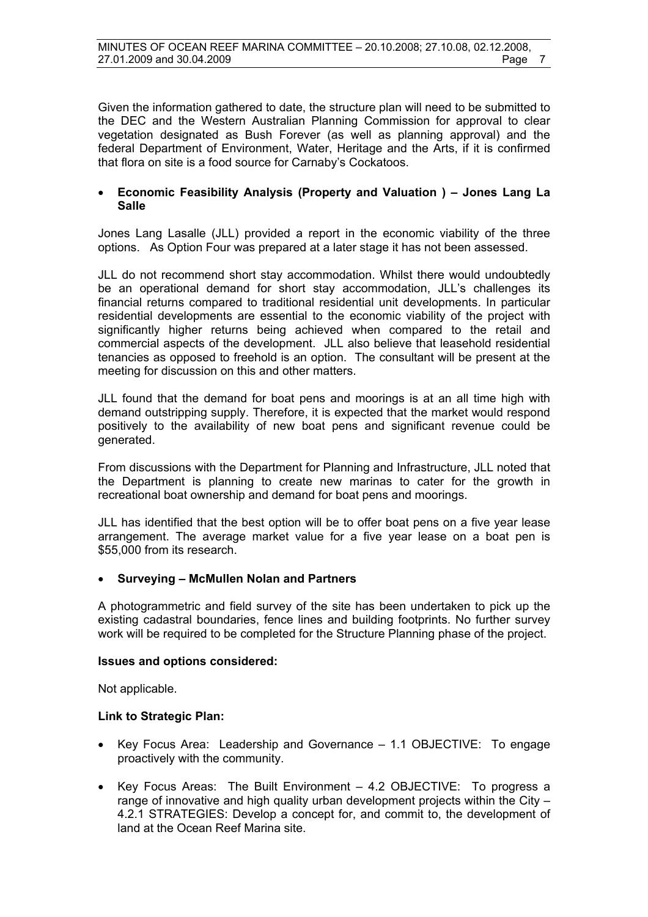Given the information gathered to date, the structure plan will need to be submitted to the DEC and the Western Australian Planning Commission for approval to clear vegetation designated as Bush Forever (as well as planning approval) and the federal Department of Environment, Water, Heritage and the Arts, if it is confirmed that flora on site is a food source for Carnaby's Cockatoos.

- **Economic Feasibility Analysis (Property and Valuation ) – Jones Lang La Salle**

Jones Lang Lasalle (JLL) provided a report in the economic viability of the three options. As Option Four was prepared at a later stage it has not been assessed.

JLL do not recommend short stay accommodation. Whilst there would undoubtedly be an operational demand for short stay accommodation, JLL's challenges its financial returns compared to traditional residential unit developments. In particular residential developments are essential to the economic viability of the project with significantly higher returns being achieved when compared to the retail and commercial aspects of the development. JLL also believe that leasehold residential tenancies as opposed to freehold is an option. The consultant will be present at the meeting for discussion on this and other matters.

JLL found that the demand for boat pens and moorings is at an all time high with demand outstripping supply. Therefore, it is expected that the market would respond positively to the availability of new boat pens and significant revenue could be generated.

From discussions with the Department for Planning and Infrastructure, JLL noted that the Department is planning to create new marinas to cater for the growth in recreational boat ownership and demand for boat pens and moorings.

JLL has identified that the best option will be to offer boat pens on a five year lease arrangement. The average market value for a five year lease on a boat pen is $55,000 from its research.

- **Surveying – McMullen Nolan and Partners**

A photogrammetric and field survey of the site has been undertaken to pick up the existing cadastral boundaries, fence lines and building footprints. No further survey work will be required to be completed for the Structure Planning phase of the project.

**Issues and options considered:**

Not applicable.

**Link to Strategic Plan:**

- Key Focus Area: Leadership and Governance – 1.1 OBJECTIVE: To engage proactively with the community.
- Key Focus Areas: The Built Environment – 4.2 OBJECTIVE: To progress a range of innovative and high quality urban development projects within the City – 4.2.1 STRATEGIES: Develop a concept for, and commit to, the development of land at the Ocean Reef Marina site.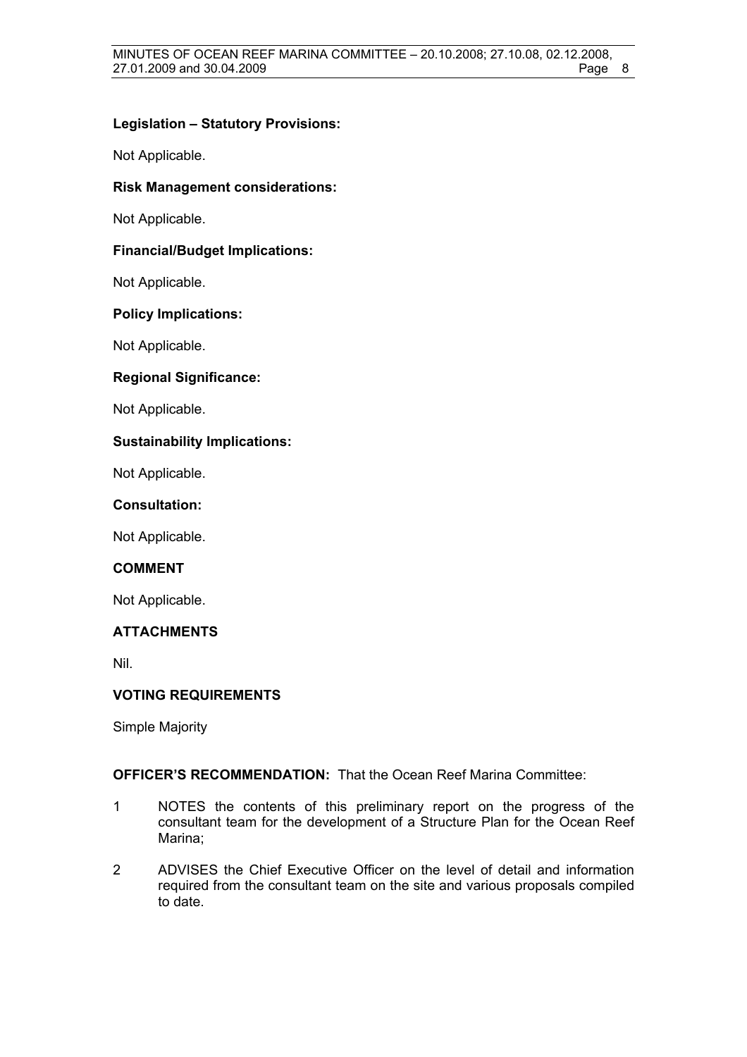**Legislation – Statutory Provisions:**

Not Applicable.

**Risk Management considerations:**

Not Applicable.

**Financial/Budget Implications:**

Not Applicable.

**Policy Implications:**

Not Applicable.

**Regional Significance:**

Not Applicable.

**Sustainability Implications:**

Not Applicable.

**Consultation:**

Not Applicable.

## COMMENT

Not Applicable.

## ATTACHMENTS

Nil.

## VOTING REQUIREMENTS

Simple Majority

**OFFICER'S RECOMMENDATION:** That the Ocean Reef Marina Committee:

1 NOTES the contents of this preliminary report on the progress of the consultant team for the development of a Structure Plan for the Ocean Reef Marina;

2 ADVISES the Chief Executive Officer on the level of detail and information required from the consultant team on the site and various proposals compiled to date.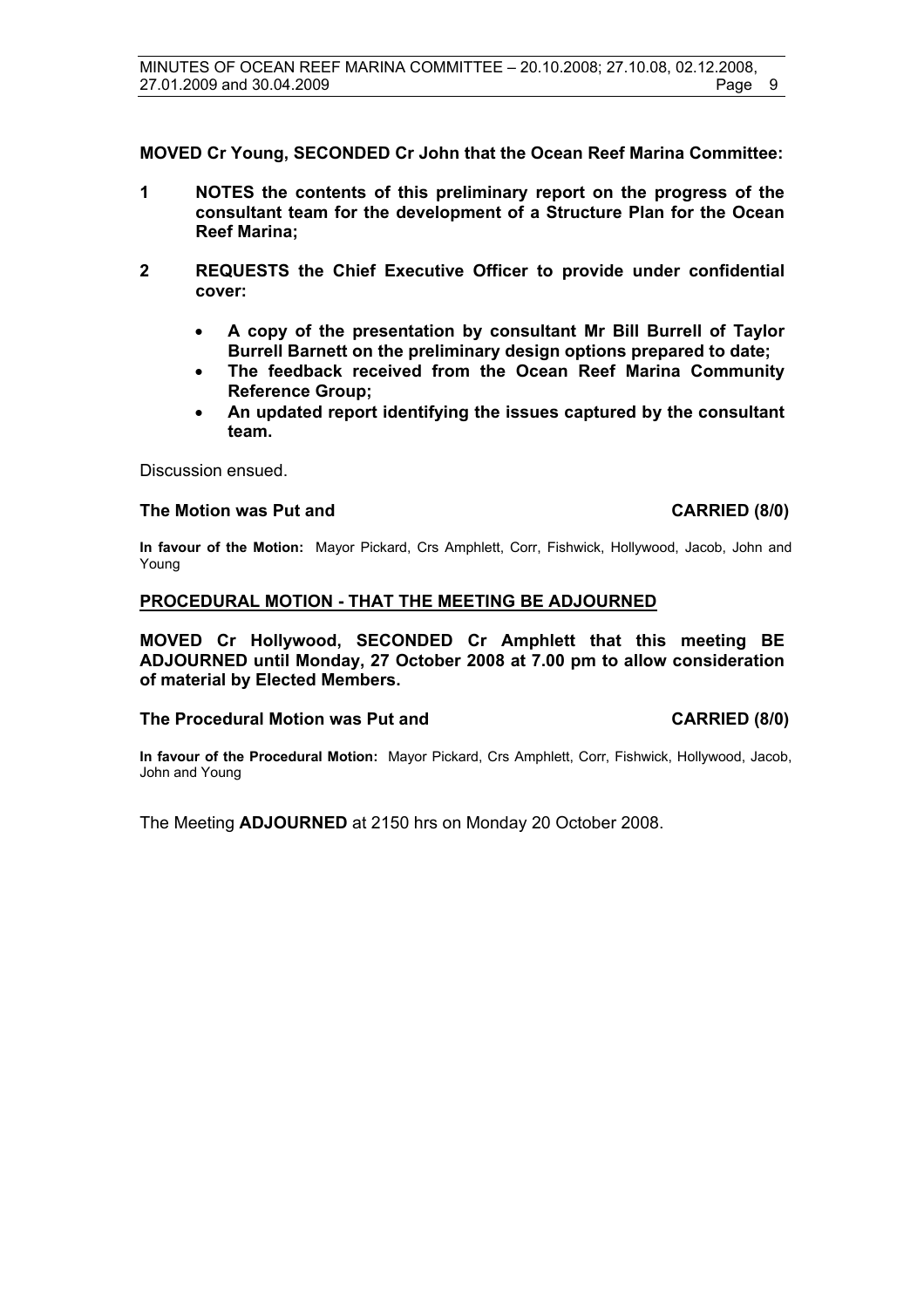**MOVED Cr Young, SECONDED Cr John that the Ocean Reef Marina Committee:**

**1 NOTES the contents of this preliminary report on the progress of the consultant team for the development of a Structure Plan for the Ocean Reef Marina;**

**2 REQUESTS the Chief Executive Officer to provide under confidential cover:**

- **A copy of the presentation by consultant Mr Bill Burrell of Taylor Burrell Barnett on the preliminary design options prepared to date;**
- **The feedback received from the Ocean Reef Marina Community Reference Group;**
- **An updated report identifying the issues captured by the consultant team.**

Discussion ensued.

**The Motion was Put and CARRIED (8/0)**

**In favour of the Motion:** Mayor Pickard, Crs Amphlett, Corr, Fishwick, Hollywood, Jacob, John and Young

## PROCEDURAL MOTION - THAT THE MEETING BE ADJOURNED

**MOVED Cr Hollywood, SECONDED Cr Amphlett that this meeting BE ADJOURNED until Monday, 27 October 2008 at 7.00 pm to allow consideration of material by Elected Members.**

**The Procedural Motion was Put and CARRIED (8/0)**

**In favour of the Procedural Motion:** Mayor Pickard, Crs Amphlett, Corr, Fishwick, Hollywood, Jacob, John and Young

The Meeting **ADJOURNED** at 2150 hrs on Monday 20 October 2008.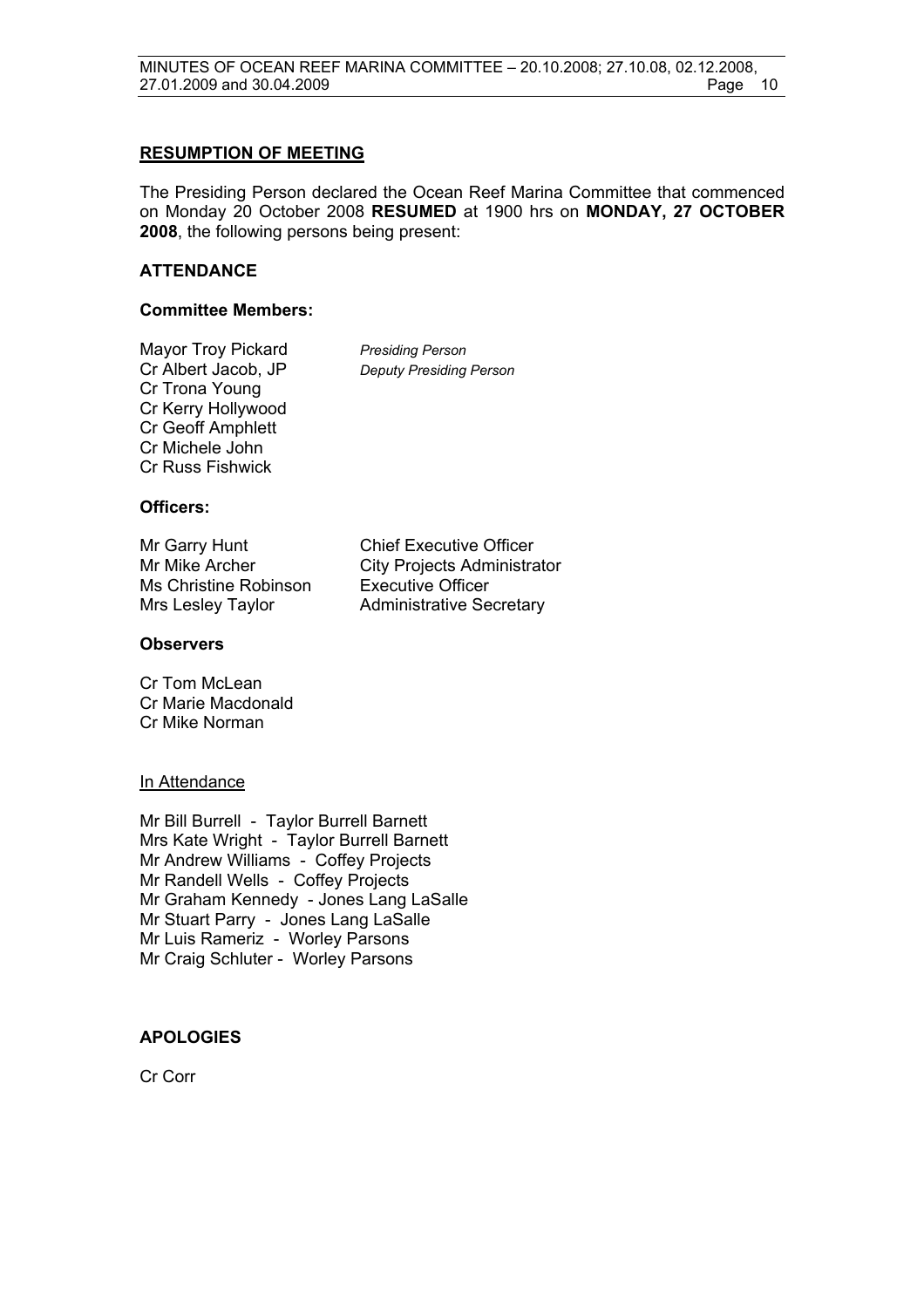## RESUMPTION OF MEETING

The Presiding Person declared the Ocean Reef Marina Committee that commenced on Monday 20 October 2008 **RESUMED** at 1900 hrs on **MONDAY, 27 OCTOBER 2008**, the following persons being present:

### ATTENDANCE

#### Committee Members:

| | |
|---|---|
| Mayor Troy Pickard | *Presiding Person* |
| Cr Albert Jacob, JP | *Deputy Presiding Person* |
| Cr Trona Young | |
| Cr Kerry Hollywood | |
| Cr Geoff Amphlett | |
| Cr Michele John | |
| Cr Russ Fishwick | |

#### Officers:

| | |
|---|---|
| Mr Garry Hunt | Chief Executive Officer |
| Mr Mike Archer | City Projects Administrator |
| Ms Christine Robinson | Executive Officer |
| Mrs Lesley Taylor | Administrative Secretary |

#### Observers

Cr Tom McLean
Cr Marie Macdonald
Cr Mike Norman

In Attendance

Mr Bill Burrell - Taylor Burrell Barnett
Mrs Kate Wright - Taylor Burrell Barnett
Mr Andrew Williams - Coffey Projects
Mr Randell Wells - Coffey Projects
Mr Graham Kennedy - Jones Lang LaSalle
Mr Stuart Parry - Jones Lang LaSalle
Mr Luis Rameriz - Worley Parsons
Mr Craig Schluter - Worley Parsons

### APOLOGIES

Cr Corr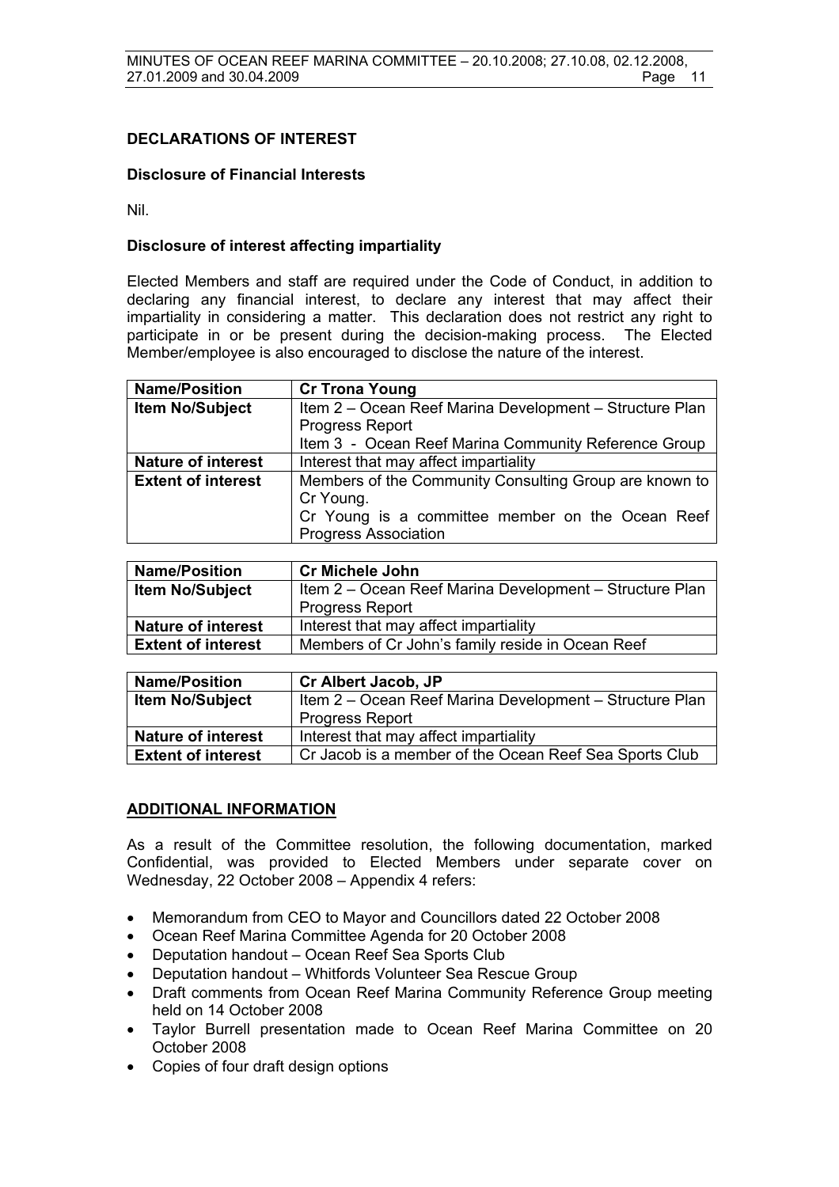## DECLARATIONS OF INTEREST

### Disclosure of Financial Interests

Nil.

### Disclosure of interest affecting impartiality

Elected Members and staff are required under the Code of Conduct, in addition to declaring any financial interest, to declare any interest that may affect their impartiality in considering a matter. This declaration does not restrict any right to participate in or be present during the decision-making process. The Elected Member/employee is also encouraged to disclose the nature of the interest.

| **Name/Position** | **Cr Trona Young** |
|---|---|
| **Item No/Subject** | Item 2 – Ocean Reef Marina Development – Structure Plan Progress Report<br>Item 3 - Ocean Reef Marina Community Reference Group |
| **Nature of interest** | Interest that may affect impartiality |
| **Extent of interest** | Members of the Community Consulting Group are known to Cr Young.<br>Cr Young is a committee member on the Ocean Reef Progress Association |

| **Name/Position** | **Cr Michele John** |
|---|---|
| **Item No/Subject** | Item 2 – Ocean Reef Marina Development – Structure Plan Progress Report |
| **Nature of interest** | Interest that may affect impartiality |
| **Extent of interest** | Members of Cr John's family reside in Ocean Reef |

| **Name/Position** | **Cr Albert Jacob, JP** |
|---|---|
| **Item No/Subject** | Item 2 – Ocean Reef Marina Development – Structure Plan Progress Report |
| **Nature of interest** | Interest that may affect impartiality |
| **Extent of interest** | Cr Jacob is a member of the Ocean Reef Sea Sports Club |

## ADDITIONAL INFORMATION

As a result of the Committee resolution, the following documentation, marked Confidential, was provided to Elected Members under separate cover on Wednesday, 22 October 2008 – Appendix 4 refers:

- Memorandum from CEO to Mayor and Councillors dated 22 October 2008
- Ocean Reef Marina Committee Agenda for 20 October 2008
- Deputation handout – Ocean Reef Sea Sports Club
- Deputation handout – Whitfords Volunteer Sea Rescue Group
- Draft comments from Ocean Reef Marina Community Reference Group meeting held on 14 October 2008
- Taylor Burrell presentation made to Ocean Reef Marina Committee on 20 October 2008
- Copies of four draft design options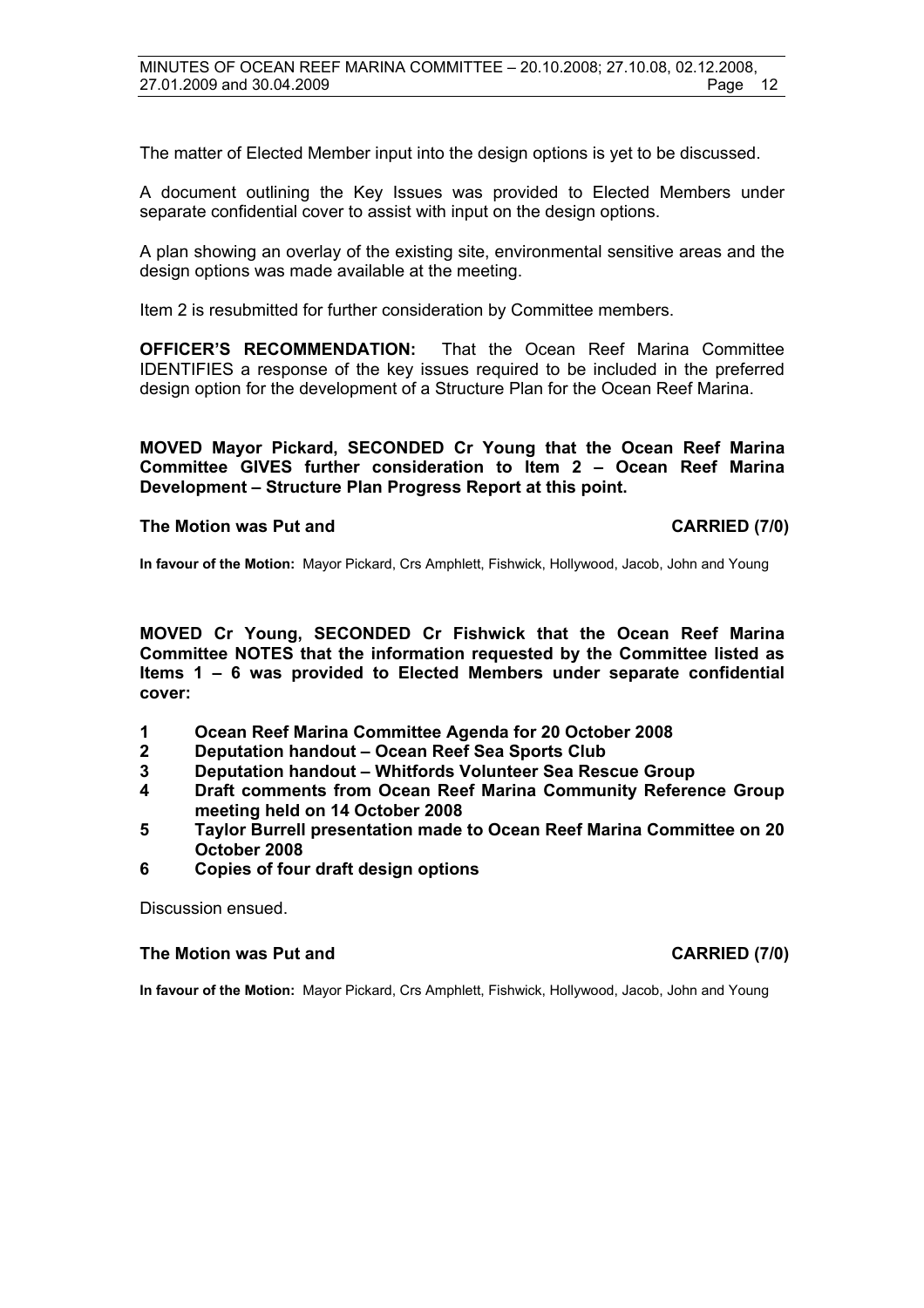The matter of Elected Member input into the design options is yet to be discussed.

A document outlining the Key Issues was provided to Elected Members under separate confidential cover to assist with input on the design options.

A plan showing an overlay of the existing site, environmental sensitive areas and the design options was made available at the meeting.

Item 2 is resubmitted for further consideration by Committee members.

**OFFICER'S RECOMMENDATION:** That the Ocean Reef Marina Committee IDENTIFIES a response of the key issues required to be included in the preferred design option for the development of a Structure Plan for the Ocean Reef Marina.

**MOVED Mayor Pickard, SECONDED Cr Young that the Ocean Reef Marina Committee GIVES further consideration to Item 2 – Ocean Reef Marina Development – Structure Plan Progress Report at this point.**

**The Motion was Put and CARRIED (7/0)**

**In favour of the Motion:** Mayor Pickard, Crs Amphlett, Fishwick, Hollywood, Jacob, John and Young

**MOVED Cr Young, SECONDED Cr Fishwick that the Ocean Reef Marina Committee NOTES that the information requested by the Committee listed as Items 1 – 6 was provided to Elected Members under separate confidential cover:**

1. **Ocean Reef Marina Committee Agenda for 20 October 2008**
2. **Deputation handout – Ocean Reef Sea Sports Club**
3. **Deputation handout – Whitfords Volunteer Sea Rescue Group**
4. **Draft comments from Ocean Reef Marina Community Reference Group meeting held on 14 October 2008**
5. **Taylor Burrell presentation made to Ocean Reef Marina Committee on 20 October 2008**
6. **Copies of four draft design options**

Discussion ensued.

**The Motion was Put and CARRIED (7/0)**

**In favour of the Motion:** Mayor Pickard, Crs Amphlett, Fishwick, Hollywood, Jacob, John and Young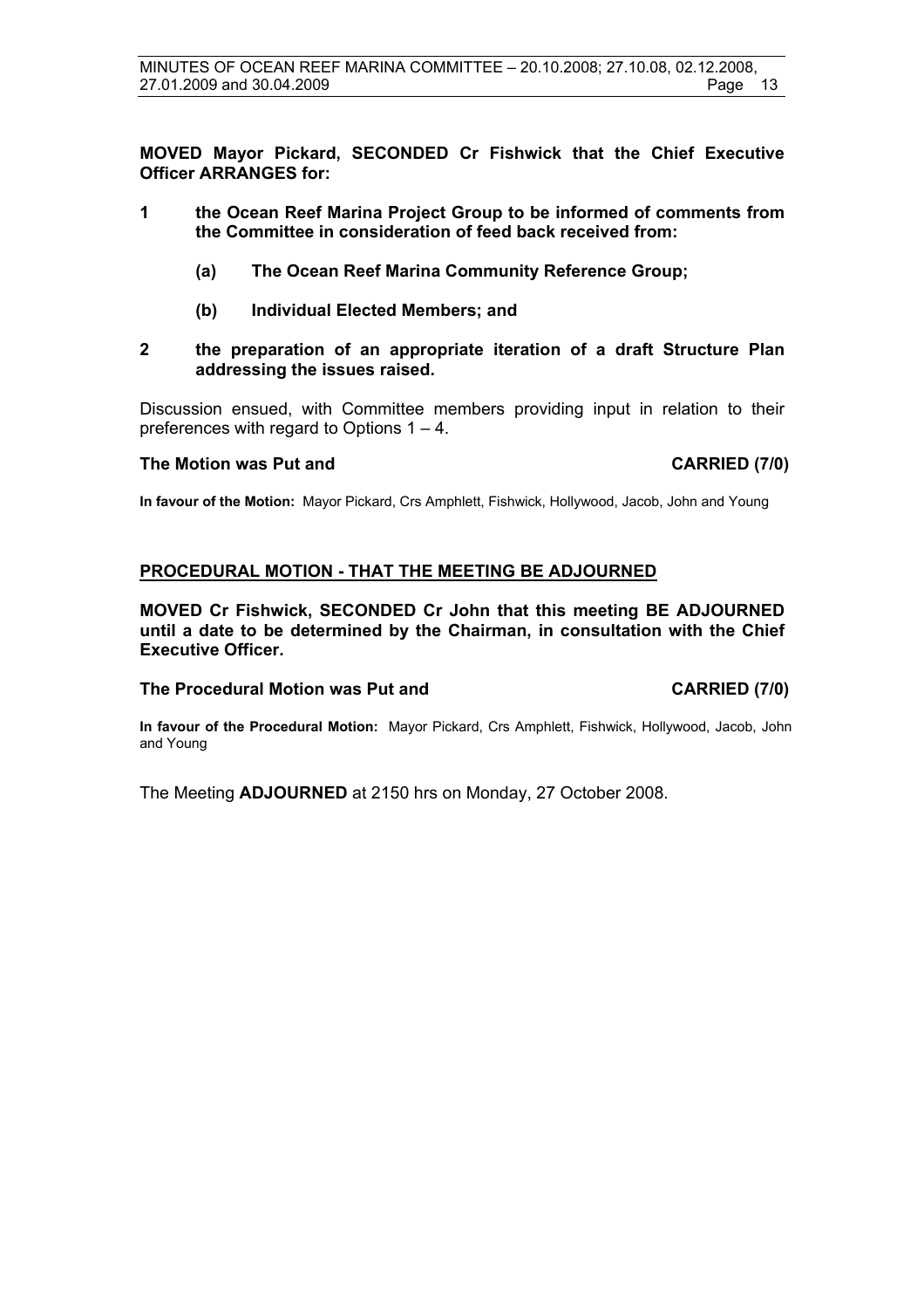**MOVED Mayor Pickard, SECONDED Cr Fishwick that the Chief Executive Officer ARRANGES for:**

**1 the Ocean Reef Marina Project Group to be informed of comments from the Committee in consideration of feed back received from:**

**(a) The Ocean Reef Marina Community Reference Group;**

**(b) Individual Elected Members; and**

**2 the preparation of an appropriate iteration of a draft Structure Plan addressing the issues raised.**

Discussion ensued, with Committee members providing input in relation to their preferences with regard to Options 1 – 4.

**The Motion was Put and CARRIED (7/0)**

**In favour of the Motion:** Mayor Pickard, Crs Amphlett, Fishwick, Hollywood, Jacob, John and Young

**PROCEDURAL MOTION - THAT THE MEETING BE ADJOURNED**

**MOVED Cr Fishwick, SECONDED Cr John that this meeting BE ADJOURNED until a date to be determined by the Chairman, in consultation with the Chief Executive Officer.**

**The Procedural Motion was Put and CARRIED (7/0)**

**In favour of the Procedural Motion:** Mayor Pickard, Crs Amphlett, Fishwick, Hollywood, Jacob, John and Young

The Meeting **ADJOURNED** at 2150 hrs on Monday, 27 October 2008.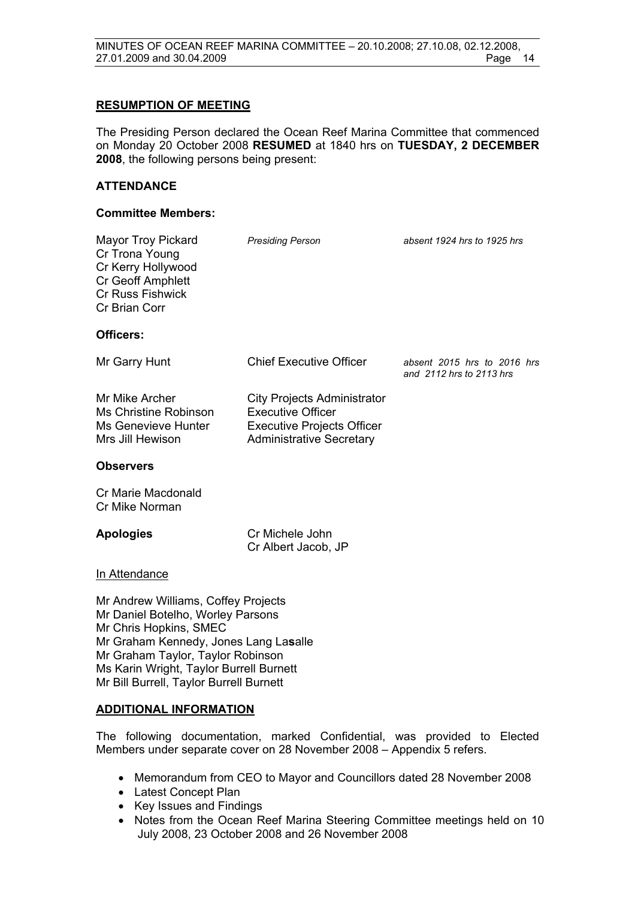## RESUMPTION OF MEETING

The Presiding Person declared the Ocean Reef Marina Committee that commenced on Monday 20 October 2008 **RESUMED** at 1840 hrs on **TUESDAY, 2 DECEMBER 2008**, the following persons being present:

### ATTENDANCE

#### Committee Members:

| | | |
|---|---|---|
| Mayor Troy Pickard | *Presiding Person* | *absent 1924 hrs to 1925 hrs* |
| Cr Trona Young | | |
| Cr Kerry Hollywood | | |
| Cr Geoff Amphlett | | |
| Cr Russ Fishwick | | |
| Cr Brian Corr | | |

#### Officers:

| | | |
|---|---|---|
| Mr Garry Hunt | Chief Executive Officer | *absent 2015 hrs to 2016 hrs and 2112 hrs to 2113 hrs* |
| Mr Mike Archer | City Projects Administrator | |
| Ms Christine Robinson | Executive Officer | |
| Ms Genevieve Hunter | Executive Projects Officer | |
| Mrs Jill Hewison | Administrative Secretary | |

#### Observers

Cr Marie Macdonald
Cr Mike Norman

**Apologies** Cr Michele John
Cr Albert Jacob, JP

In Attendance

Mr Andrew Williams, Coffey Projects
Mr Daniel Botelho, Worley Parsons
Mr Chris Hopkins, SMEC
Mr Graham Kennedy, Jones Lang Lasalle
Mr Graham Taylor, Taylor Robinson
Ms Karin Wright, Taylor Burrell Burnett
Mr Bill Burrell, Taylor Burrell Burnett

## ADDITIONAL INFORMATION

The following documentation, marked Confidential, was provided to Elected Members under separate cover on 28 November 2008 – Appendix 5 refers.

- Memorandum from CEO to Mayor and Councillors dated 28 November 2008
- Latest Concept Plan
- Key Issues and Findings
- Notes from the Ocean Reef Marina Steering Committee meetings held on 10 July 2008, 23 October 2008 and 26 November 2008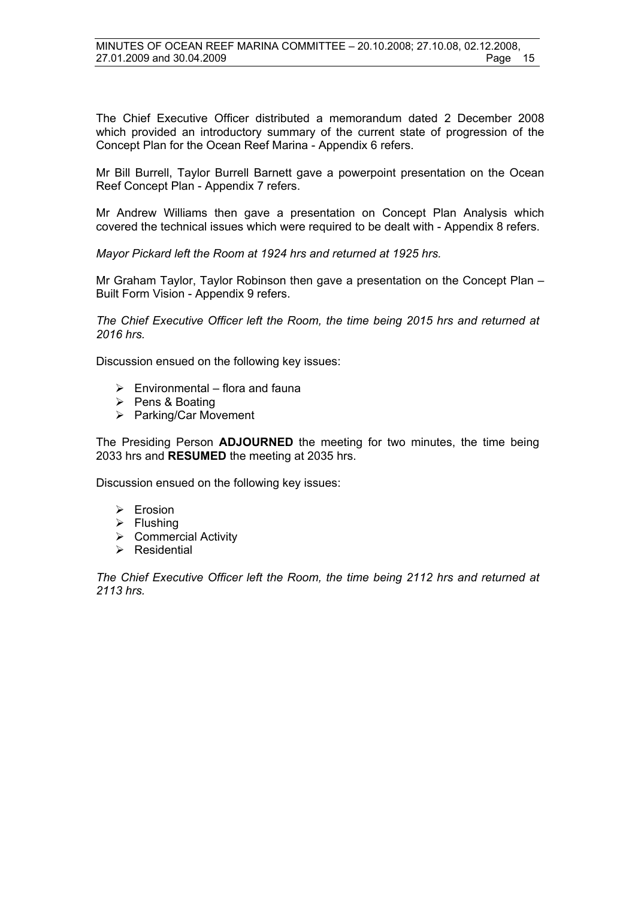The Chief Executive Officer distributed a memorandum dated 2 December 2008 which provided an introductory summary of the current state of progression of the Concept Plan for the Ocean Reef Marina - Appendix 6 refers.

Mr Bill Burrell, Taylor Burrell Barnett gave a powerpoint presentation on the Ocean Reef Concept Plan - Appendix 7 refers.

Mr Andrew Williams then gave a presentation on Concept Plan Analysis which covered the technical issues which were required to be dealt with - Appendix 8 refers.

*Mayor Pickard left the Room at 1924 hrs and returned at 1925 hrs.*

Mr Graham Taylor, Taylor Robinson then gave a presentation on the Concept Plan – Built Form Vision - Appendix 9 refers.

*The Chief Executive Officer left the Room, the time being 2015 hrs and returned at 2016 hrs.*

Discussion ensued on the following key issues:

- Environmental – flora and fauna
- Pens & Boating
- Parking/Car Movement

The Presiding Person **ADJOURNED** the meeting for two minutes, the time being 2033 hrs and **RESUMED** the meeting at 2035 hrs.

Discussion ensued on the following key issues:

- Erosion
- Flushing
- Commercial Activity
- Residential

*The Chief Executive Officer left the Room, the time being 2112 hrs and returned at 2113 hrs.*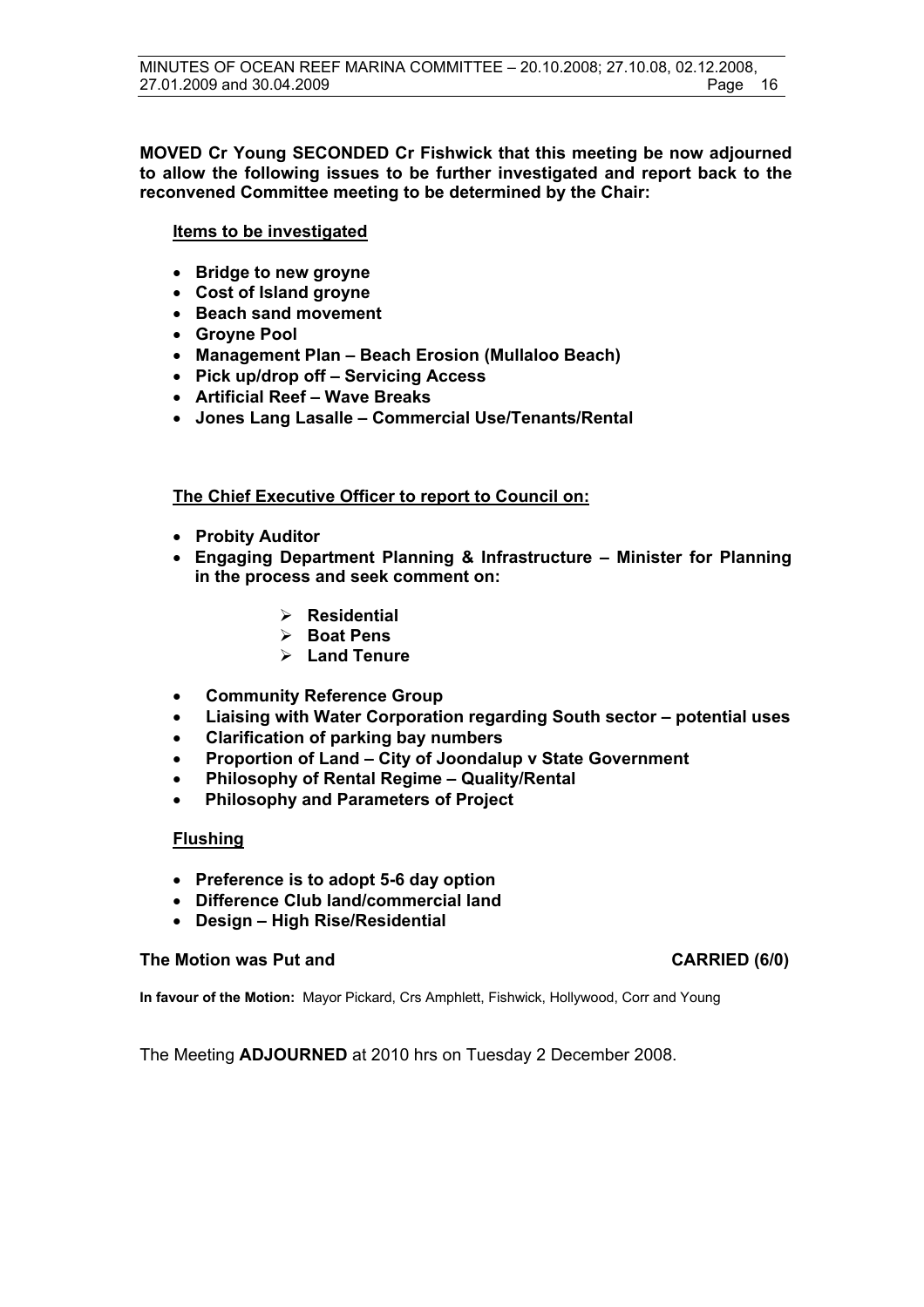**MOVED Cr Young SECONDED Cr Fishwick that this meeting be now adjourned to allow the following issues to be further investigated and report back to the reconvened Committee meeting to be determined by the Chair:**

**Items to be investigated**

- **Bridge to new groyne**
- **Cost of Island groyne**
- **Beach sand movement**
- **Groyne Pool**
- **Management Plan – Beach Erosion (Mullaloo Beach)**
- **Pick up/drop off – Servicing Access**
- **Artificial Reef – Wave Breaks**
- **Jones Lang Lasalle – Commercial Use/Tenants/Rental**

**The Chief Executive Officer to report to Council on:**

- **Probity Auditor**
- **Engaging Department Planning & Infrastructure – Minister for Planning in the process and seek comment on:**
  - **Residential**
  - **Boat Pens**
  - **Land Tenure**
- **Community Reference Group**
- **Liaising with Water Corporation regarding South sector – potential uses**
- **Clarification of parking bay numbers**
- **Proportion of Land – City of Joondalup v State Government**
- **Philosophy of Rental Regime – Quality/Rental**
- **Philosophy and Parameters of Project**

**Flushing**

- **Preference is to adopt 5-6 day option**
- **Difference Club land/commercial land**
- **Design – High Rise/Residential**

**The Motion was Put and CARRIED (6/0)**

**In favour of the Motion:** Mayor Pickard, Crs Amphlett, Fishwick, Hollywood, Corr and Young

The Meeting **ADJOURNED** at 2010 hrs on Tuesday 2 December 2008.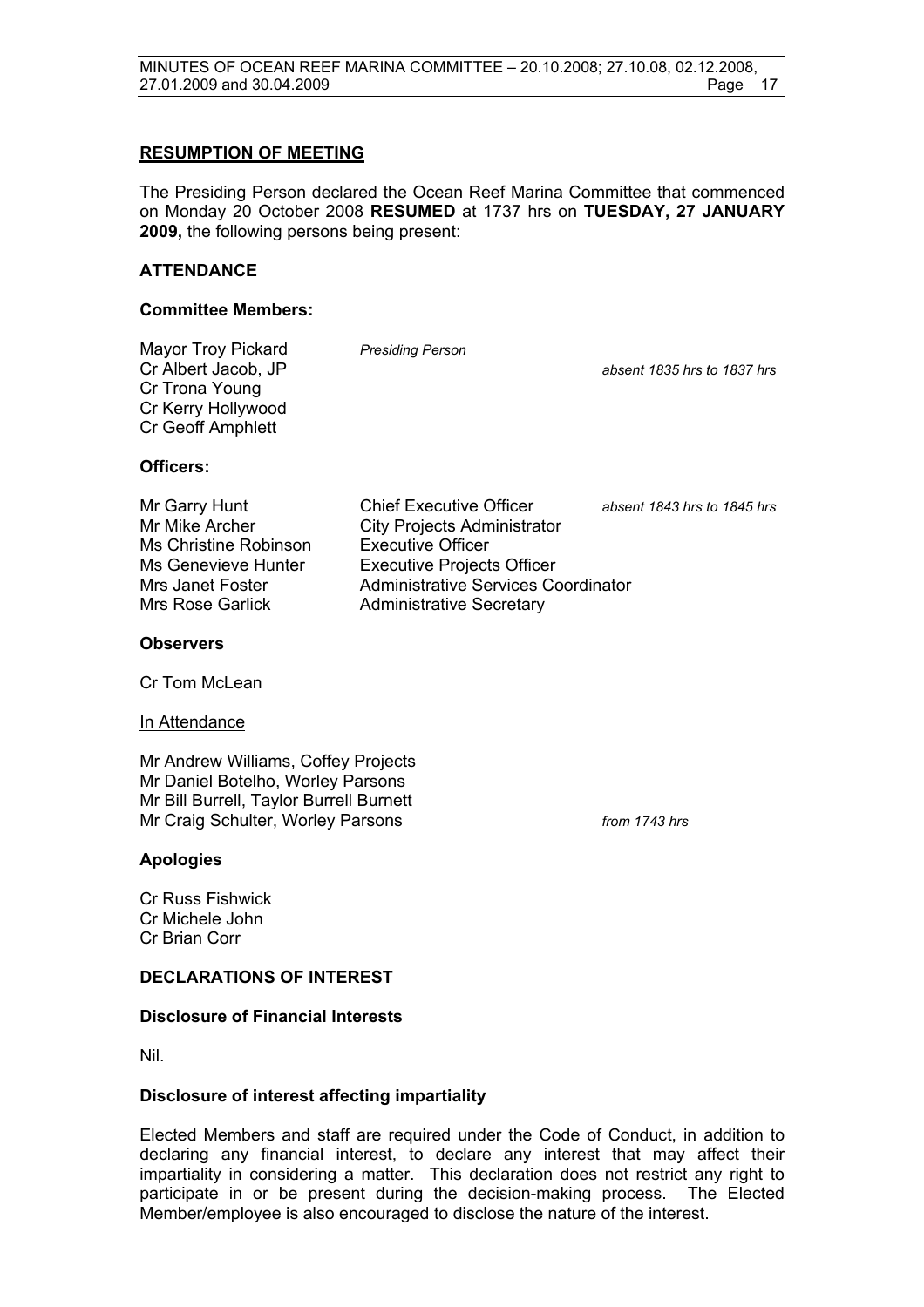## RESUMPTION OF MEETING

The Presiding Person declared the Ocean Reef Marina Committee that commenced on Monday 20 October 2008 **RESUMED** at 1737 hrs on **TUESDAY, 27 JANUARY 2009,** the following persons being present:

### ATTENDANCE

#### Committee Members:

| | | |
|---|---|---|
| Mayor Troy Pickard | *Presiding Person* | |
| Cr Albert Jacob, JP | | *absent 1835 hrs to 1837 hrs* |
| Cr Trona Young | | |
| Cr Kerry Hollywood | | |
| Cr Geoff Amphlett | | |

#### Officers:

| | | |
|---|---|---|
| Mr Garry Hunt | Chief Executive Officer | *absent 1843 hrs to 1845 hrs* |
| Mr Mike Archer | City Projects Administrator | |
| Ms Christine Robinson | Executive Officer | |
| Ms Genevieve Hunter | Executive Projects Officer | |
| Mrs Janet Foster | Administrative Services Coordinator | |
| Mrs Rose Garlick | Administrative Secretary | |

#### Observers

Cr Tom McLean

In Attendance

| | |
|---|---|
| Mr Andrew Williams, Coffey Projects | |
| Mr Daniel Botelho, Worley Parsons | |
| Mr Bill Burrell, Taylor Burrell Burnett | |
| Mr Craig Schulter, Worley Parsons | *from 1743 hrs* |

#### Apologies

Cr Russ Fishwick
Cr Michele John
Cr Brian Corr

### DECLARATIONS OF INTEREST

#### Disclosure of Financial Interests

Nil.

#### Disclosure of interest affecting impartiality

Elected Members and staff are required under the Code of Conduct, in addition to declaring any financial interest, to declare any interest that may affect their impartiality in considering a matter. This declaration does not restrict any right to participate in or be present during the decision-making process. The Elected Member/employee is also encouraged to disclose the nature of the interest.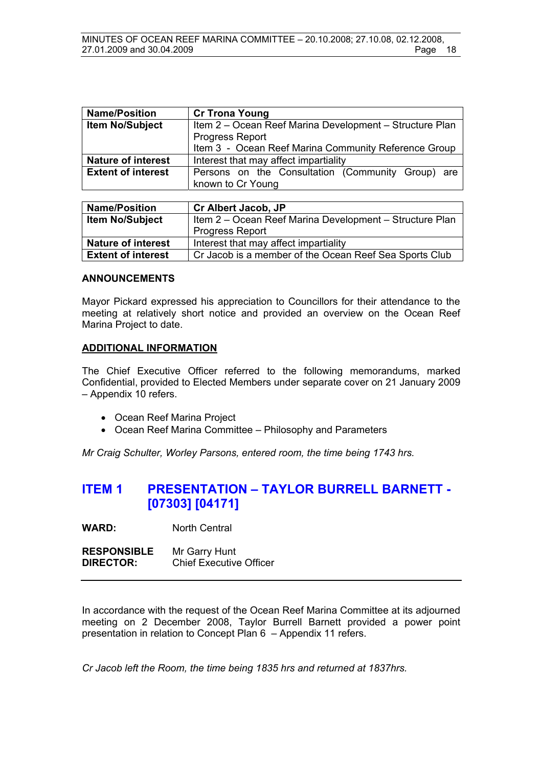| Name/Position | Cr Trona Young |
|---|---|
| Item No/Subject | Item 2 – Ocean Reef Marina Development – Structure Plan Progress Report<br>Item 3 - Ocean Reef Marina Community Reference Group |
| Nature of interest | Interest that may affect impartiality |
| Extent of interest | Persons on the Consultation (Community Group) are known to Cr Young |

| Name/Position | Cr Albert Jacob, JP |
|---|---|
| Item No/Subject | Item 2 – Ocean Reef Marina Development – Structure Plan Progress Report |
| Nature of interest | Interest that may affect impartiality |
| Extent of interest | Cr Jacob is a member of the Ocean Reef Sea Sports Club |

**ANNOUNCEMENTS**

Mayor Pickard expressed his appreciation to Councillors for their attendance to the meeting at relatively short notice and provided an overview on the Ocean Reef Marina Project to date.

**ADDITIONAL INFORMATION**

The Chief Executive Officer referred to the following memorandums, marked Confidential, provided to Elected Members under separate cover on 21 January 2009 – Appendix 10 refers.

- Ocean Reef Marina Project
- Ocean Reef Marina Committee – Philosophy and Parameters

*Mr Craig Schulter, Worley Parsons, entered room, the time being 1743 hrs.*

# ITEM 1 PRESENTATION – TAYLOR BURRELL BARNETT - [07303] [04171]

**WARD:** North Central

**RESPONSIBLE DIRECTOR:** Mr Garry Hunt
Chief Executive Officer

In accordance with the request of the Ocean Reef Marina Committee at its adjourned meeting on 2 December 2008, Taylor Burrell Barnett provided a power point presentation in relation to Concept Plan 6 – Appendix 11 refers.

*Cr Jacob left the Room, the time being 1835 hrs and returned at 1837hrs.*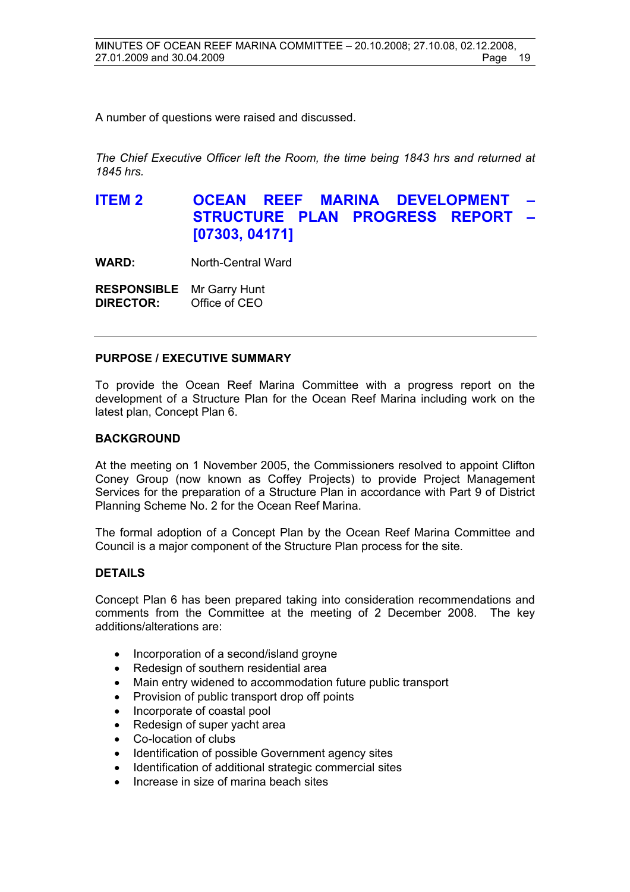A number of questions were raised and discussed.

*The Chief Executive Officer left the Room, the time being 1843 hrs and returned at 1845 hrs.*

## ITEM 2 OCEAN REEF MARINA DEVELOPMENT – STRUCTURE PLAN PROGRESS REPORT – [07303, 04171]

**WARD:** North-Central Ward

**RESPONSIBLE DIRECTOR:** Mr Garry Hunt
Office of CEO

---

**PURPOSE / EXECUTIVE SUMMARY**

To provide the Ocean Reef Marina Committee with a progress report on the development of a Structure Plan for the Ocean Reef Marina including work on the latest plan, Concept Plan 6.

**BACKGROUND**

At the meeting on 1 November 2005, the Commissioners resolved to appoint Clifton Coney Group (now known as Coffey Projects) to provide Project Management Services for the preparation of a Structure Plan in accordance with Part 9 of District Planning Scheme No. 2 for the Ocean Reef Marina.

The formal adoption of a Concept Plan by the Ocean Reef Marina Committee and Council is a major component of the Structure Plan process for the site.

**DETAILS**

Concept Plan 6 has been prepared taking into consideration recommendations and comments from the Committee at the meeting of 2 December 2008. The key additions/alterations are:

- Incorporation of a second/island groyne
- Redesign of southern residential area
- Main entry widened to accommodation future public transport
- Provision of public transport drop off points
- Incorporate of coastal pool
- Redesign of super yacht area
- Co-location of clubs
- Identification of possible Government agency sites
- Identification of additional strategic commercial sites
- Increase in size of marina beach sites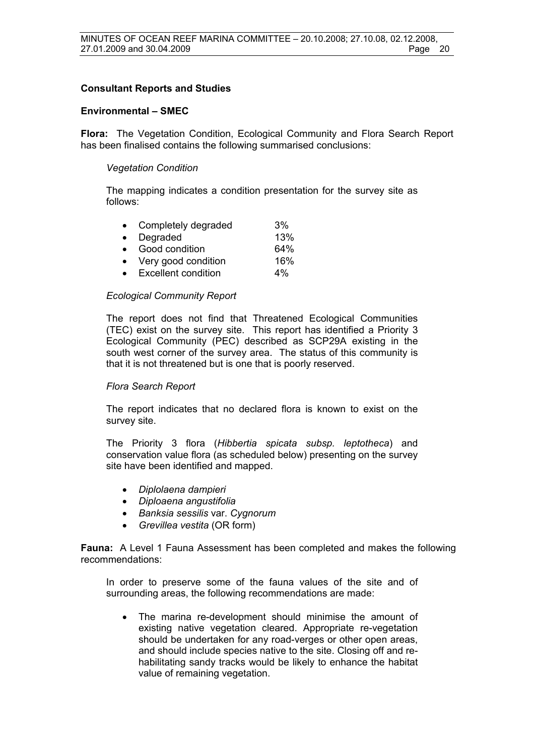**Consultant Reports and Studies**

**Environmental – SMEC**

**Flora:** The Vegetation Condition, Ecological Community and Flora Search Report has been finalised contains the following summarised conclusions:

*Vegetation Condition*

The mapping indicates a condition presentation for the survey site as follows:

- Completely degraded 3%
- Degraded 13%
- Good condition 64%
- Very good condition 16%
- Excellent condition 4%

*Ecological Community Report*

The report does not find that Threatened Ecological Communities (TEC) exist on the survey site. This report has identified a Priority 3 Ecological Community (PEC) described as SCP29A existing in the south west corner of the survey area. The status of this community is that it is not threatened but is one that is poorly reserved.

*Flora Search Report*

The report indicates that no declared flora is known to exist on the survey site.

The Priority 3 flora (*Hibbertia spicata subsp. leptotheca*) and conservation value flora (as scheduled below) presenting on the survey site have been identified and mapped.

- *Diplolaena dampieri*
- *Diploaena angustifolia*
- *Banksia sessilis* var. *Cygnorum*
- *Grevillea vestita* (OR form)

**Fauna:** A Level 1 Fauna Assessment has been completed and makes the following recommendations:

In order to preserve some of the fauna values of the site and of surrounding areas, the following recommendations are made:

- The marina re-development should minimise the amount of existing native vegetation cleared. Appropriate re-vegetation should be undertaken for any road-verges or other open areas, and should include species native to the site. Closing off and re-habilitating sandy tracks would be likely to enhance the habitat value of remaining vegetation.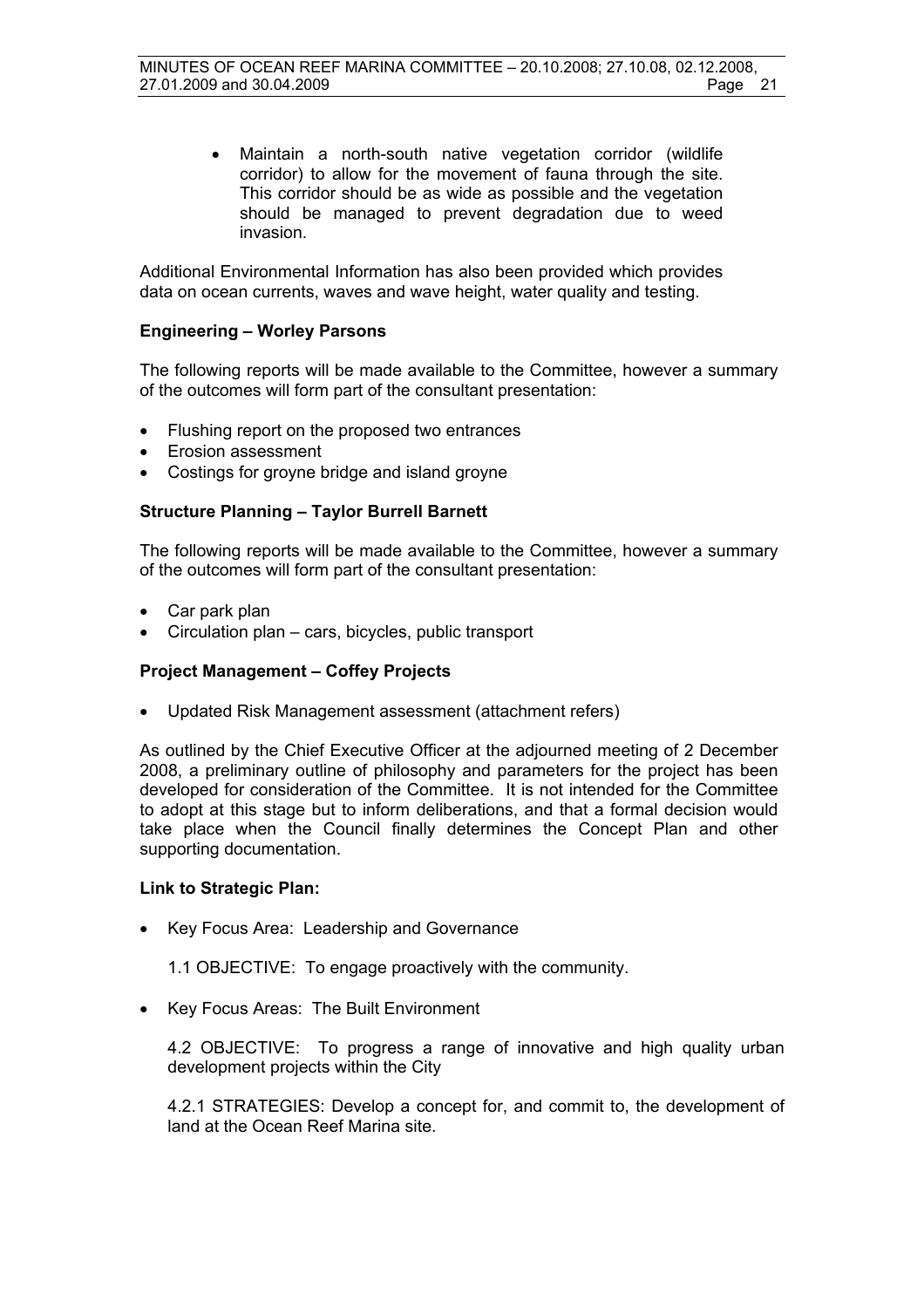- Maintain a north-south native vegetation corridor (wildlife corridor) to allow for the movement of fauna through the site. This corridor should be as wide as possible and the vegetation should be managed to prevent degradation due to weed invasion.

Additional Environmental Information has also been provided which provides data on ocean currents, waves and wave height, water quality and testing.

**Engineering – Worley Parsons**

The following reports will be made available to the Committee, however a summary of the outcomes will form part of the consultant presentation:

- Flushing report on the proposed two entrances
- Erosion assessment
- Costings for groyne bridge and island groyne

**Structure Planning – Taylor Burrell Barnett**

The following reports will be made available to the Committee, however a summary of the outcomes will form part of the consultant presentation:

- Car park plan
- Circulation plan – cars, bicycles, public transport

**Project Management – Coffey Projects**

- Updated Risk Management assessment (attachment refers)

As outlined by the Chief Executive Officer at the adjourned meeting of 2 December 2008, a preliminary outline of philosophy and parameters for the project has been developed for consideration of the Committee. It is not intended for the Committee to adopt at this stage but to inform deliberations, and that a formal decision would take place when the Council finally determines the Concept Plan and other supporting documentation.

**Link to Strategic Plan:**

- Key Focus Area: Leadership and Governance

  1.1 OBJECTIVE: To engage proactively with the community.

- Key Focus Areas: The Built Environment

  4.2 OBJECTIVE: To progress a range of innovative and high quality urban development projects within the City

  4.2.1 STRATEGIES: Develop a concept for, and commit to, the development of land at the Ocean Reef Marina site.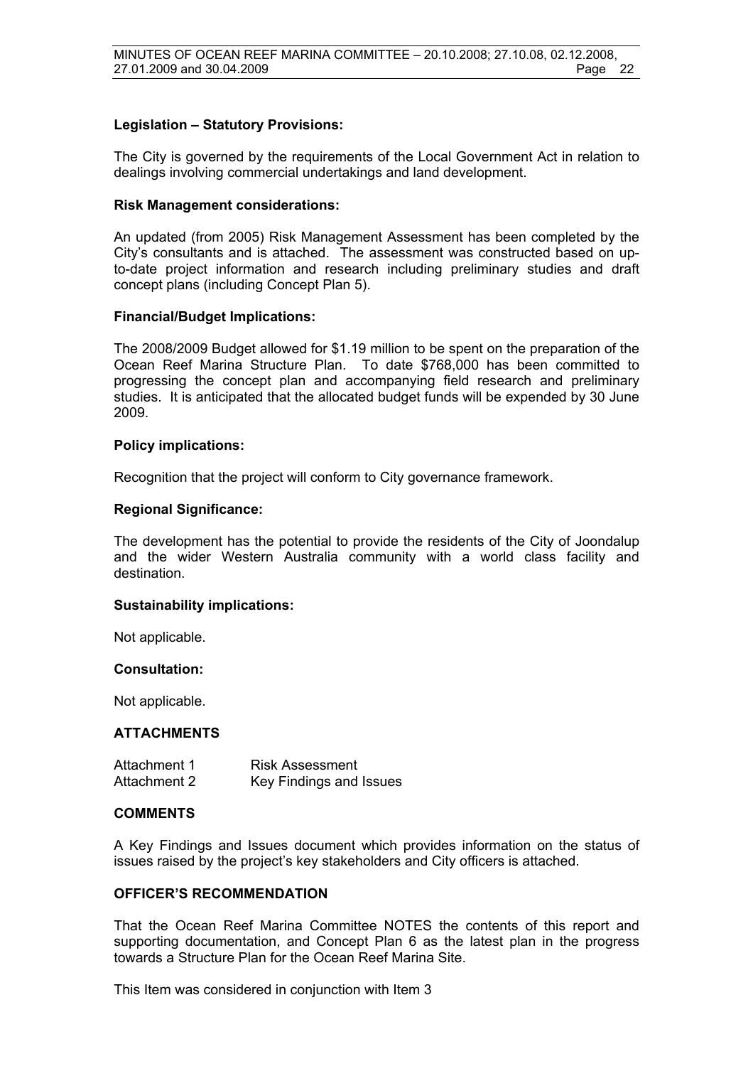**Legislation – Statutory Provisions:**

The City is governed by the requirements of the Local Government Act in relation to dealings involving commercial undertakings and land development.

**Risk Management considerations:**

An updated (from 2005) Risk Management Assessment has been completed by the City's consultants and is attached. The assessment was constructed based on up-to-date project information and research including preliminary studies and draft concept plans (including Concept Plan 5).

**Financial/Budget Implications:**

The 2008/2009 Budget allowed for $1.19 million to be spent on the preparation of the Ocean Reef Marina Structure Plan. To date $768,000 has been committed to progressing the concept plan and accompanying field research and preliminary studies. It is anticipated that the allocated budget funds will be expended by 30 June 2009.

**Policy implications:**

Recognition that the project will conform to City governance framework.

**Regional Significance:**

The development has the potential to provide the residents of the City of Joondalup and the wider Western Australia community with a world class facility and destination.

**Sustainability implications:**

Not applicable.

**Consultation:**

Not applicable.

**ATTACHMENTS**

| | |
|---|---|
| Attachment 1 | Risk Assessment |
| Attachment 2 | Key Findings and Issues |

**COMMENTS**

A Key Findings and Issues document which provides information on the status of issues raised by the project's key stakeholders and City officers is attached.

**OFFICER'S RECOMMENDATION**

That the Ocean Reef Marina Committee NOTES the contents of this report and supporting documentation, and Concept Plan 6 as the latest plan in the progress towards a Structure Plan for the Ocean Reef Marina Site.

This Item was considered in conjunction with Item 3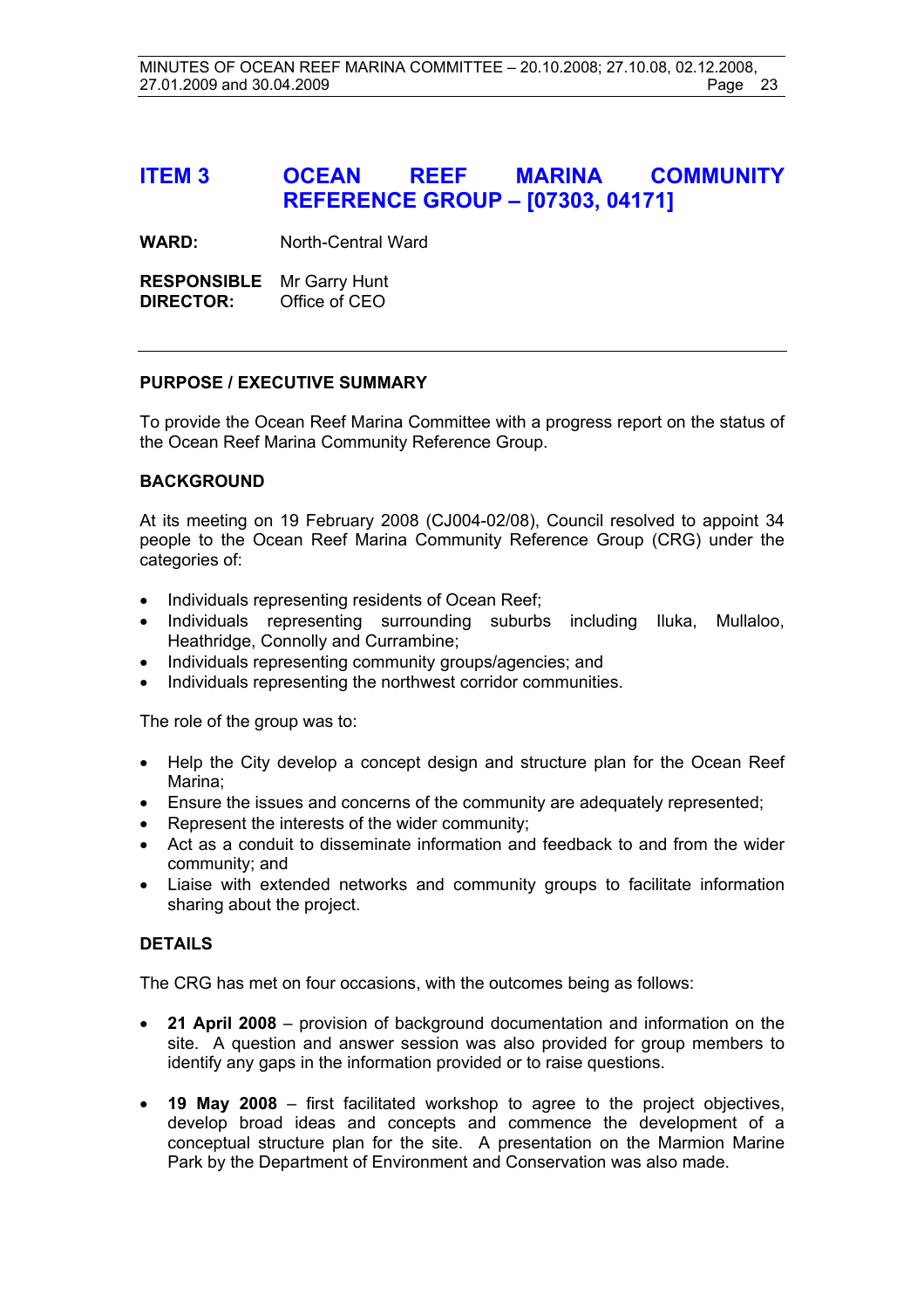## ITEM 3 OCEAN REEF MARINA COMMUNITY REFERENCE GROUP – [07303, 04171]

**WARD:** North-Central Ward

**RESPONSIBLE DIRECTOR:** Mr Garry Hunt
Office of CEO

---

**PURPOSE / EXECUTIVE SUMMARY**

To provide the Ocean Reef Marina Committee with a progress report on the status of the Ocean Reef Marina Community Reference Group.

**BACKGROUND**

At its meeting on 19 February 2008 (CJ004-02/08), Council resolved to appoint 34 people to the Ocean Reef Marina Community Reference Group (CRG) under the categories of:

- Individuals representing residents of Ocean Reef;
- Individuals representing surrounding suburbs including Iluka, Mullaloo, Heathridge, Connolly and Currambine;
- Individuals representing community groups/agencies; and
- Individuals representing the northwest corridor communities.

The role of the group was to:

- Help the City develop a concept design and structure plan for the Ocean Reef Marina;
- Ensure the issues and concerns of the community are adequately represented;
- Represent the interests of the wider community;
- Act as a conduit to disseminate information and feedback to and from the wider community; and
- Liaise with extended networks and community groups to facilitate information sharing about the project.

**DETAILS**

The CRG has met on four occasions, with the outcomes being as follows:

- **21 April 2008** – provision of background documentation and information on the site. A question and answer session was also provided for group members to identify any gaps in the information provided or to raise questions.

- **19 May 2008** – first facilitated workshop to agree to the project objectives, develop broad ideas and concepts and commence the development of a conceptual structure plan for the site. A presentation on the Marmion Marine Park by the Department of Environment and Conservation was also made.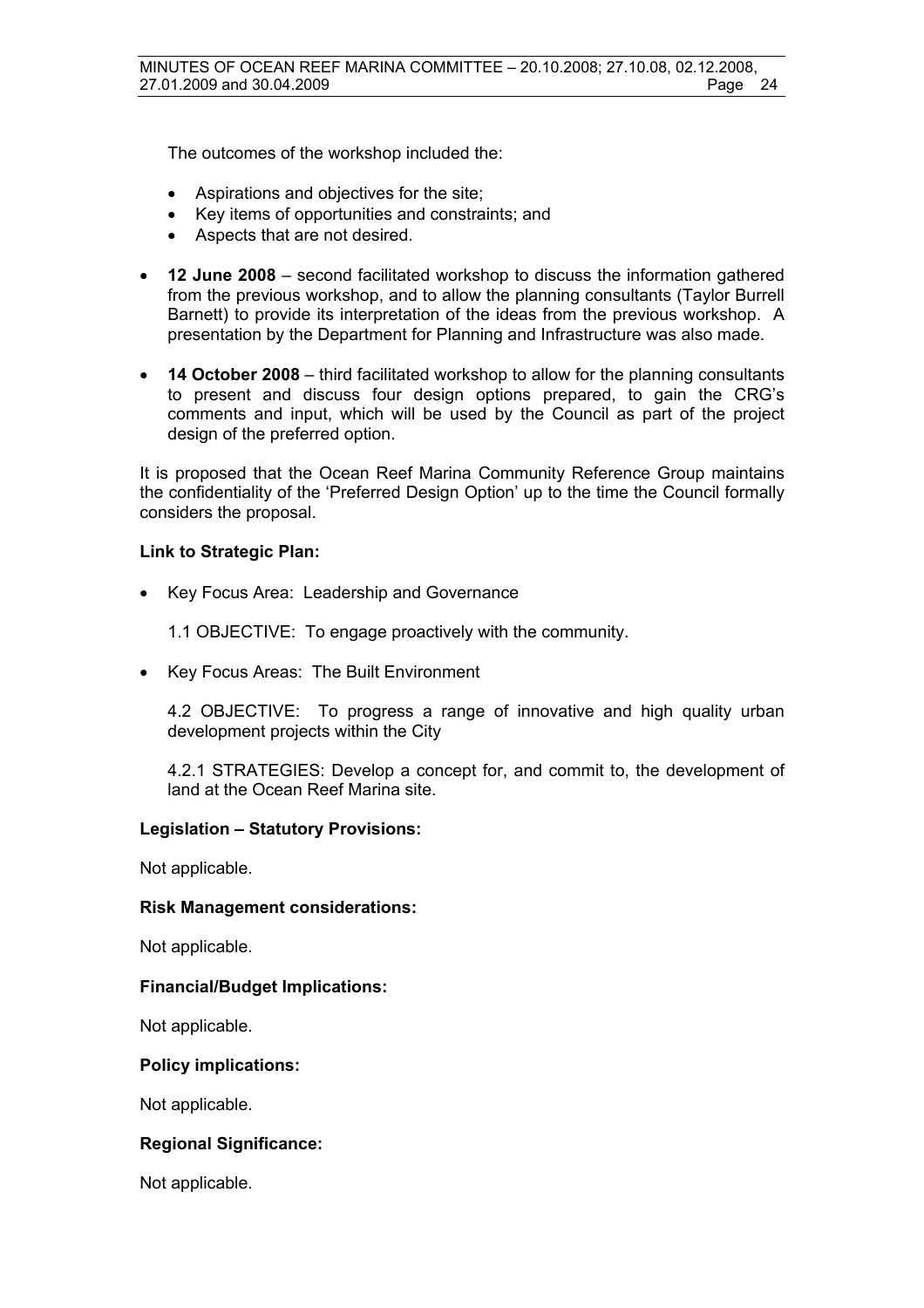The outcomes of the workshop included the:

- Aspirations and objectives for the site;
- Key items of opportunities and constraints; and
- Aspects that are not desired.

- **12 June 2008** – second facilitated workshop to discuss the information gathered from the previous workshop, and to allow the planning consultants (Taylor Burrell Barnett) to provide its interpretation of the ideas from the previous workshop. A presentation by the Department for Planning and Infrastructure was also made.

- **14 October 2008** – third facilitated workshop to allow for the planning consultants to present and discuss four design options prepared, to gain the CRG's comments and input, which will be used by the Council as part of the project design of the preferred option.

It is proposed that the Ocean Reef Marina Community Reference Group maintains the confidentiality of the 'Preferred Design Option' up to the time the Council formally considers the proposal.

**Link to Strategic Plan:**

- Key Focus Area: Leadership and Governance

  1.1 OBJECTIVE: To engage proactively with the community.

- Key Focus Areas: The Built Environment

  4.2 OBJECTIVE: To progress a range of innovative and high quality urban development projects within the City

  4.2.1 STRATEGIES: Develop a concept for, and commit to, the development of land at the Ocean Reef Marina site.

**Legislation – Statutory Provisions:**

Not applicable.

**Risk Management considerations:**

Not applicable.

**Financial/Budget Implications:**

Not applicable.

**Policy implications:**

Not applicable.

**Regional Significance:**

Not applicable.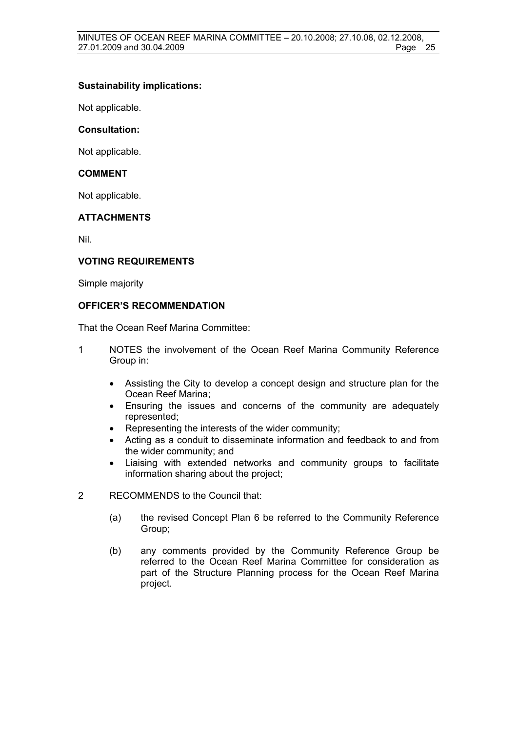**Sustainability implications:**

Not applicable.

**Consultation:**

Not applicable.

## COMMENT

Not applicable.

## ATTACHMENTS

Nil.

## VOTING REQUIREMENTS

Simple majority

## OFFICER'S RECOMMENDATION

That the Ocean Reef Marina Committee:

1 NOTES the involvement of the Ocean Reef Marina Community Reference Group in:

- Assisting the City to develop a concept design and structure plan for the Ocean Reef Marina;
- Ensuring the issues and concerns of the community are adequately represented;
- Representing the interests of the wider community;
- Acting as a conduit to disseminate information and feedback to and from the wider community; and
- Liaising with extended networks and community groups to facilitate information sharing about the project;

2 RECOMMENDS to the Council that:

(a) the revised Concept Plan 6 be referred to the Community Reference Group;

(b) any comments provided by the Community Reference Group be referred to the Ocean Reef Marina Committee for consideration as part of the Structure Planning process for the Ocean Reef Marina project.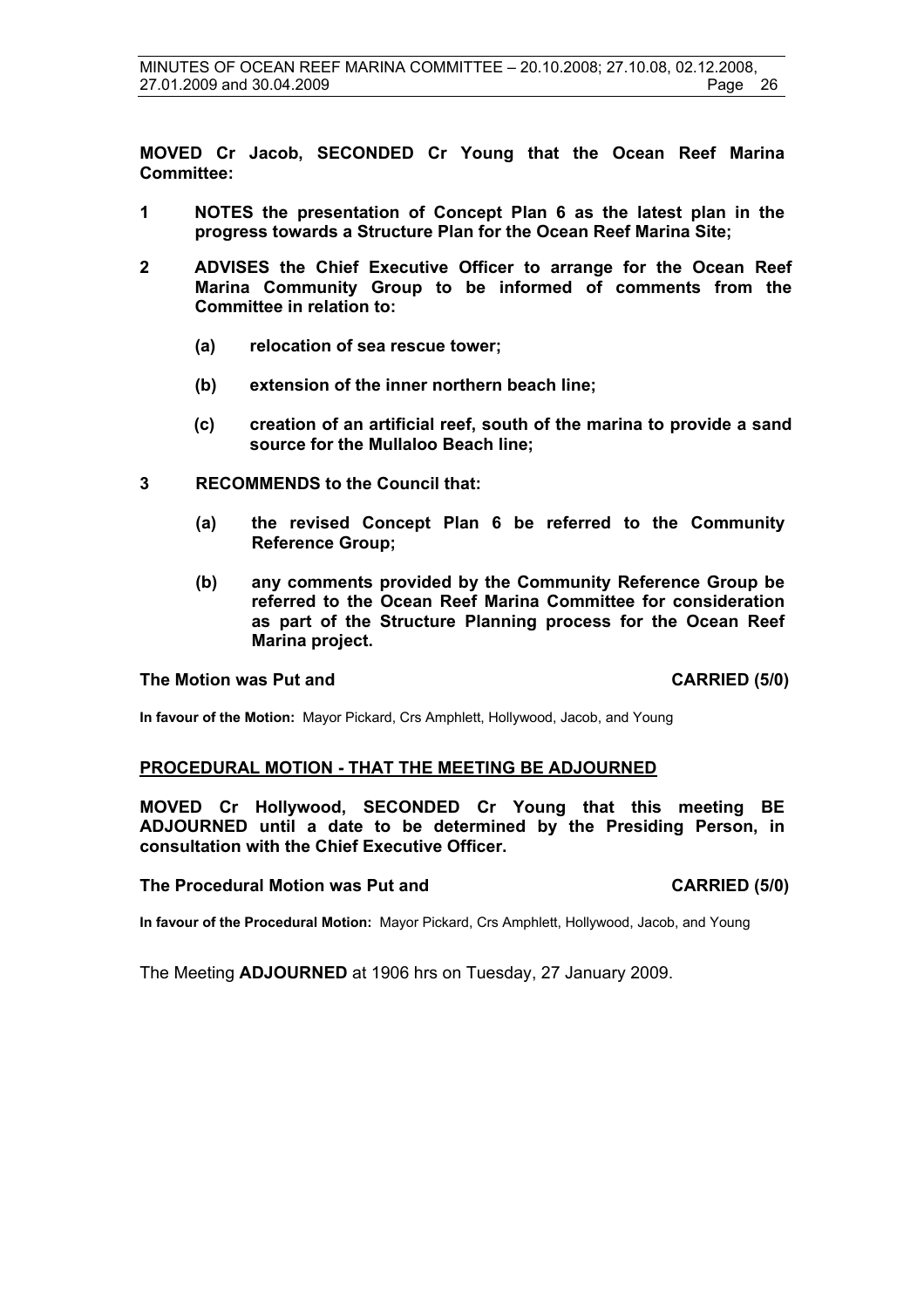**MOVED Cr Jacob, SECONDED Cr Young that the Ocean Reef Marina Committee:**

**1 NOTES the presentation of Concept Plan 6 as the latest plan in the progress towards a Structure Plan for the Ocean Reef Marina Site;**

**2 ADVISES the Chief Executive Officer to arrange for the Ocean Reef Marina Community Group to be informed of comments from the Committee in relation to:**

**(a) relocation of sea rescue tower;**

**(b) extension of the inner northern beach line;**

**(c) creation of an artificial reef, south of the marina to provide a sand source for the Mullaloo Beach line;**

**3 RECOMMENDS to the Council that:**

**(a) the revised Concept Plan 6 be referred to the Community Reference Group;**

**(b) any comments provided by the Community Reference Group be referred to the Ocean Reef Marina Committee for consideration as part of the Structure Planning process for the Ocean Reef Marina project.**

**The Motion was Put and CARRIED (5/0)**

**In favour of the Motion:** Mayor Pickard, Crs Amphlett, Hollywood, Jacob, and Young

**PROCEDURAL MOTION - THAT THE MEETING BE ADJOURNED**

**MOVED Cr Hollywood, SECONDED Cr Young that this meeting BE ADJOURNED until a date to be determined by the Presiding Person, in consultation with the Chief Executive Officer.**

**The Procedural Motion was Put and CARRIED (5/0)**

**In favour of the Procedural Motion:** Mayor Pickard, Crs Amphlett, Hollywood, Jacob, and Young

The Meeting **ADJOURNED** at 1906 hrs on Tuesday, 27 January 2009.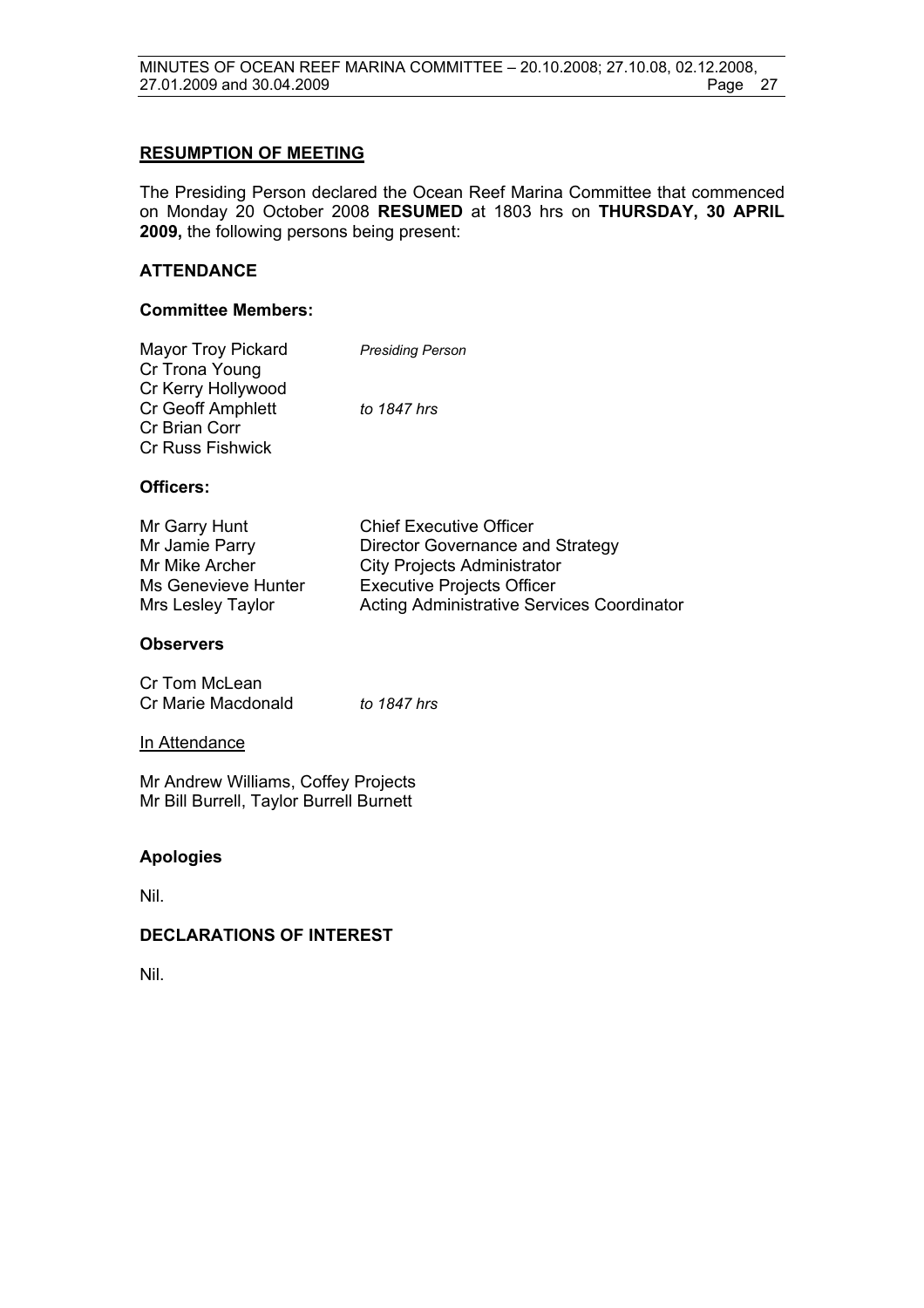## RESUMPTION OF MEETING

The Presiding Person declared the Ocean Reef Marina Committee that commenced on Monday 20 October 2008 **RESUMED** at 1803 hrs on **THURSDAY, 30 APRIL 2009,** the following persons being present:

### ATTENDANCE

**Committee Members:**

| | |
|---|---|
| Mayor Troy Pickard | *Presiding Person* |
| Cr Trona Young | |
| Cr Kerry Hollywood | |
| Cr Geoff Amphlett | *to 1847 hrs* |
| Cr Brian Corr | |
| Cr Russ Fishwick | |

**Officers:**

| | |
|---|---|
| Mr Garry Hunt | Chief Executive Officer |
| Mr Jamie Parry | Director Governance and Strategy |
| Mr Mike Archer | City Projects Administrator |
| Ms Genevieve Hunter | Executive Projects Officer |
| Mrs Lesley Taylor | Acting Administrative Services Coordinator |

**Observers**

| | |
|---|---|
| Cr Tom McLean | |
| Cr Marie Macdonald | *to 1847 hrs* |

In Attendance

Mr Andrew Williams, Coffey Projects
Mr Bill Burrell, Taylor Burrell Burnett

**Apologies**

Nil.

### DECLARATIONS OF INTEREST

Nil.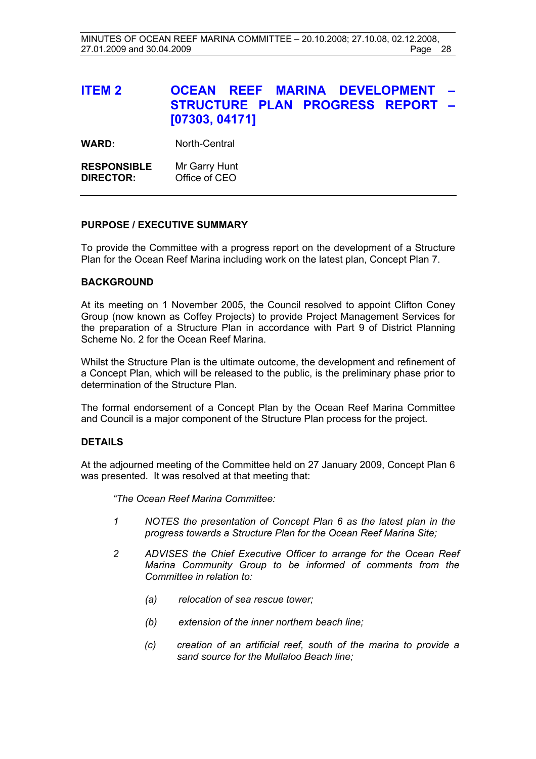## ITEM 2 OCEAN REEF MARINA DEVELOPMENT – STRUCTURE PLAN PROGRESS REPORT – [07303, 04171]

**WARD:** North-Central

**RESPONSIBLE DIRECTOR:** Mr Garry Hunt
Office of CEO

---

### PURPOSE / EXECUTIVE SUMMARY

To provide the Committee with a progress report on the development of a Structure Plan for the Ocean Reef Marina including work on the latest plan, Concept Plan 7.

### BACKGROUND

At its meeting on 1 November 2005, the Council resolved to appoint Clifton Coney Group (now known as Coffey Projects) to provide Project Management Services for the preparation of a Structure Plan in accordance with Part 9 of District Planning Scheme No. 2 for the Ocean Reef Marina.

Whilst the Structure Plan is the ultimate outcome, the development and refinement of a Concept Plan, which will be released to the public, is the preliminary phase prior to determination of the Structure Plan.

The formal endorsement of a Concept Plan by the Ocean Reef Marina Committee and Council is a major component of the Structure Plan process for the project.

### DETAILS

At the adjourned meeting of the Committee held on 27 January 2009, Concept Plan 6 was presented. It was resolved at that meeting that:

*"The Ocean Reef Marina Committee:*

*1 NOTES the presentation of Concept Plan 6 as the latest plan in the progress towards a Structure Plan for the Ocean Reef Marina Site;*

*2 ADVISES the Chief Executive Officer to arrange for the Ocean Reef Marina Community Group to be informed of comments from the Committee in relation to:*

*(a) relocation of sea rescue tower;*

*(b) extension of the inner northern beach line;*

*(c) creation of an artificial reef, south of the marina to provide a sand source for the Mullaloo Beach line;*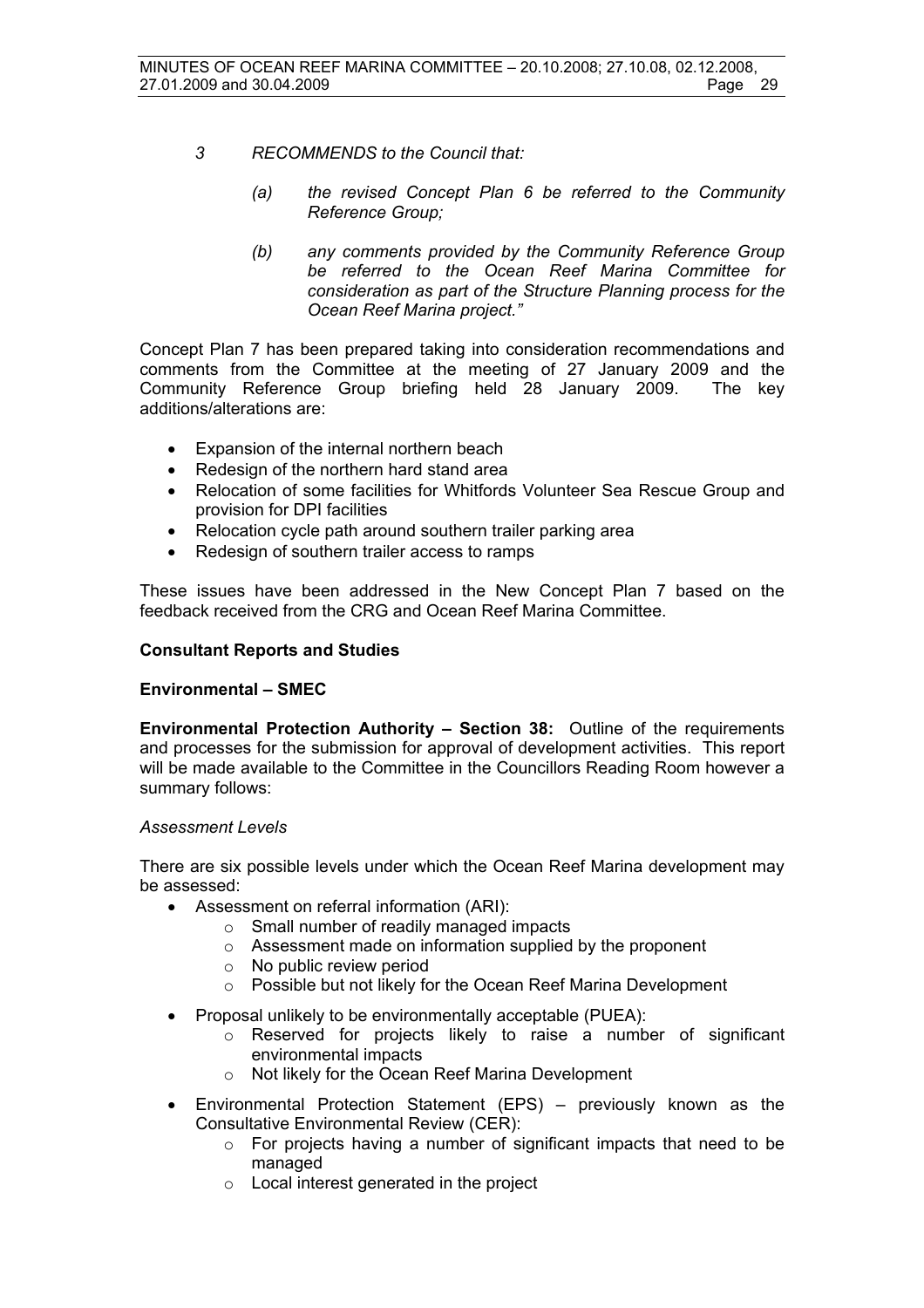3 *RECOMMENDS to the Council that:*

> (a) *the revised Concept Plan 6 be referred to the Community Reference Group;*
>
> (b) *any comments provided by the Community Reference Group be referred to the Ocean Reef Marina Committee for consideration as part of the Structure Planning process for the Ocean Reef Marina project."*

Concept Plan 7 has been prepared taking into consideration recommendations and comments from the Committee at the meeting of 27 January 2009 and the Community Reference Group briefing held 28 January 2009. The key additions/alterations are:

- Expansion of the internal northern beach
- Redesign of the northern hard stand area
- Relocation of some facilities for Whitfords Volunteer Sea Rescue Group and provision for DPI facilities
- Relocation cycle path around southern trailer parking area
- Redesign of southern trailer access to ramps

These issues have been addressed in the New Concept Plan 7 based on the feedback received from the CRG and Ocean Reef Marina Committee.

**Consultant Reports and Studies**

**Environmental – SMEC**

**Environmental Protection Authority – Section 38:** Outline of the requirements and processes for the submission for approval of development activities. This report will be made available to the Committee in the Councillors Reading Room however a summary follows:

*Assessment Levels*

There are six possible levels under which the Ocean Reef Marina development may be assessed:

- Assessment on referral information (ARI):
  - Small number of readily managed impacts
  - Assessment made on information supplied by the proponent
  - No public review period
  - Possible but not likely for the Ocean Reef Marina Development
- Proposal unlikely to be environmentally acceptable (PUEA):
  - Reserved for projects likely to raise a number of significant environmental impacts
  - Not likely for the Ocean Reef Marina Development
- Environmental Protection Statement (EPS) – previously known as the Consultative Environmental Review (CER):
  - For projects having a number of significant impacts that need to be managed
  - Local interest generated in the project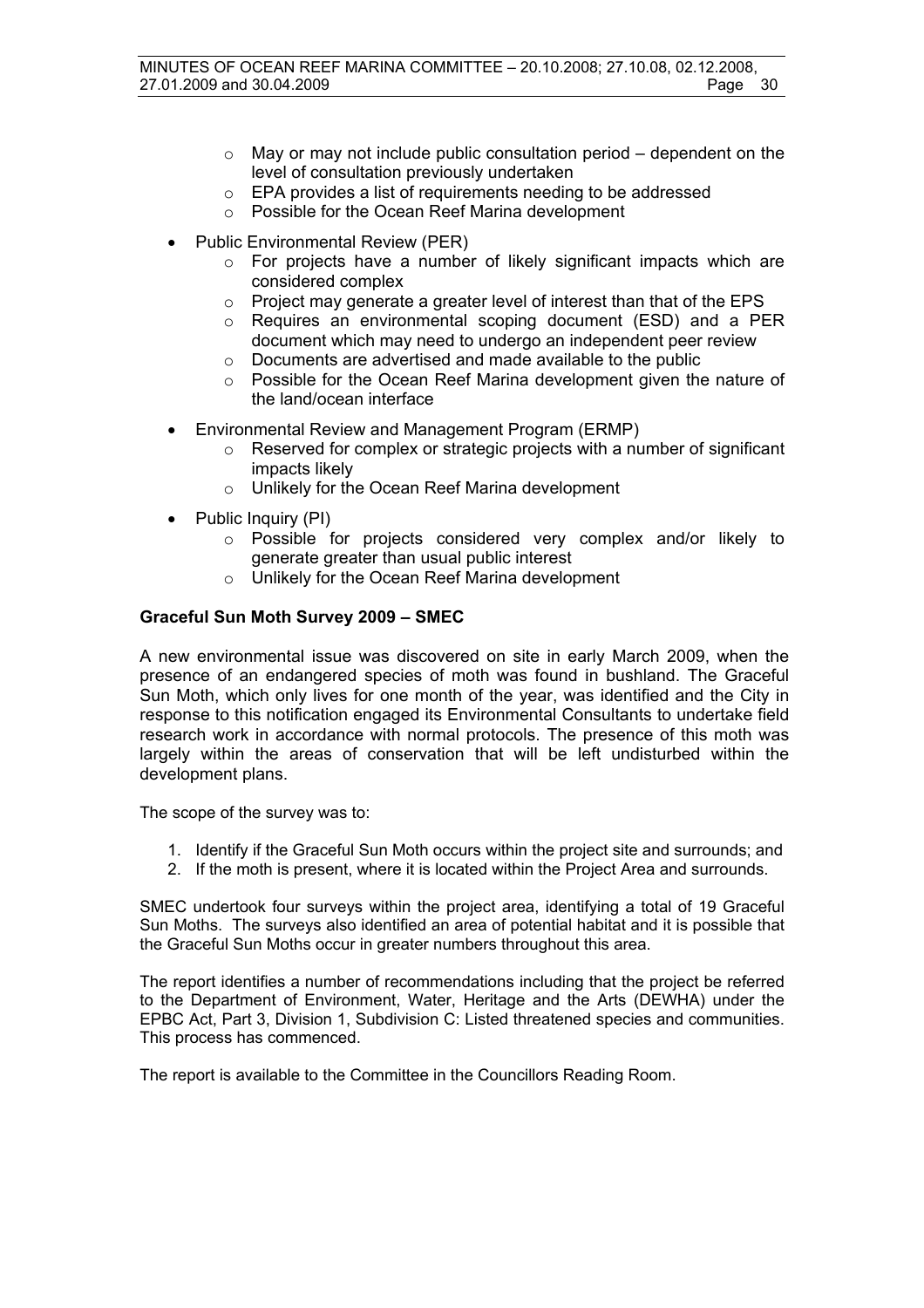- May or may not include public consultation period – dependent on the level of consultation previously undertaken
  - EPA provides a list of requirements needing to be addressed
  - Possible for the Ocean Reef Marina development

- Public Environmental Review (PER)
  - For projects have a number of likely significant impacts which are considered complex
  - Project may generate a greater level of interest than that of the EPS
  - Requires an environmental scoping document (ESD) and a PER document which may need to undergo an independent peer review
  - Documents are advertised and made available to the public
  - Possible for the Ocean Reef Marina development given the nature of the land/ocean interface

- Environmental Review and Management Program (ERMP)
  - Reserved for complex or strategic projects with a number of significant impacts likely
  - Unlikely for the Ocean Reef Marina development

- Public Inquiry (PI)
  - Possible for projects considered very complex and/or likely to generate greater than usual public interest
  - Unlikely for the Ocean Reef Marina development

**Graceful Sun Moth Survey 2009 – SMEC**

A new environmental issue was discovered on site in early March 2009, when the presence of an endangered species of moth was found in bushland. The Graceful Sun Moth, which only lives for one month of the year, was identified and the City in response to this notification engaged its Environmental Consultants to undertake field research work in accordance with normal protocols. The presence of this moth was largely within the areas of conservation that will be left undisturbed within the development plans.

The scope of the survey was to:

1. Identify if the Graceful Sun Moth occurs within the project site and surrounds; and
2. If the moth is present, where it is located within the Project Area and surrounds.

SMEC undertook four surveys within the project area, identifying a total of 19 Graceful Sun Moths. The surveys also identified an area of potential habitat and it is possible that the Graceful Sun Moths occur in greater numbers throughout this area.

The report identifies a number of recommendations including that the project be referred to the Department of Environment, Water, Heritage and the Arts (DEWHA) under the EPBC Act, Part 3, Division 1, Subdivision C: Listed threatened species and communities. This process has commenced.

The report is available to the Committee in the Councillors Reading Room.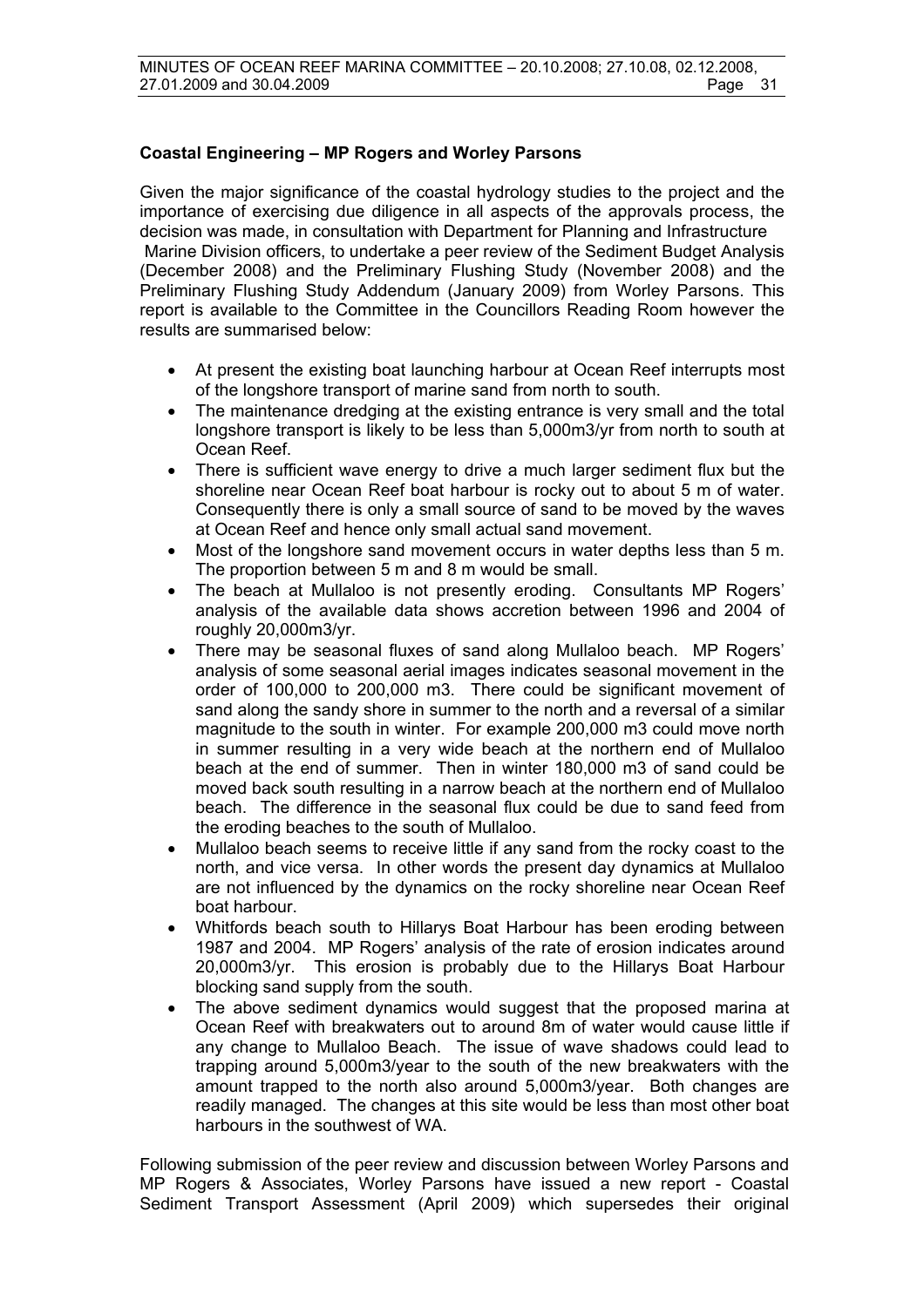**Coastal Engineering – MP Rogers and Worley Parsons**

Given the major significance of the coastal hydrology studies to the project and the importance of exercising due diligence in all aspects of the approvals process, the decision was made, in consultation with Department for Planning and Infrastructure Marine Division officers, to undertake a peer review of the Sediment Budget Analysis (December 2008) and the Preliminary Flushing Study (November 2008) and the Preliminary Flushing Study Addendum (January 2009) from Worley Parsons. This report is available to the Committee in the Councillors Reading Room however the results are summarised below:

- At present the existing boat launching harbour at Ocean Reef interrupts most of the longshore transport of marine sand from north to south.
- The maintenance dredging at the existing entrance is very small and the total longshore transport is likely to be less than 5,000m3/yr from north to south at Ocean Reef.
- There is sufficient wave energy to drive a much larger sediment flux but the shoreline near Ocean Reef boat harbour is rocky out to about 5 m of water. Consequently there is only a small source of sand to be moved by the waves at Ocean Reef and hence only small actual sand movement.
- Most of the longshore sand movement occurs in water depths less than 5 m. The proportion between 5 m and 8 m would be small.
- The beach at Mullaloo is not presently eroding. Consultants MP Rogers' analysis of the available data shows accretion between 1996 and 2004 of roughly 20,000m3/yr.
- There may be seasonal fluxes of sand along Mullaloo beach. MP Rogers' analysis of some seasonal aerial images indicates seasonal movement in the order of 100,000 to 200,000 m3. There could be significant movement of sand along the sandy shore in summer to the north and a reversal of a similar magnitude to the south in winter. For example 200,000 m3 could move north in summer resulting in a very wide beach at the northern end of Mullaloo beach at the end of summer. Then in winter 180,000 m3 of sand could be moved back south resulting in a narrow beach at the northern end of Mullaloo beach. The difference in the seasonal flux could be due to sand feed from the eroding beaches to the south of Mullaloo.
- Mullaloo beach seems to receive little if any sand from the rocky coast to the north, and vice versa. In other words the present day dynamics at Mullaloo are not influenced by the dynamics on the rocky shoreline near Ocean Reef boat harbour.
- Whitfords beach south to Hillarys Boat Harbour has been eroding between 1987 and 2004. MP Rogers' analysis of the rate of erosion indicates around 20,000m3/yr. This erosion is probably due to the Hillarys Boat Harbour blocking sand supply from the south.
- The above sediment dynamics would suggest that the proposed marina at Ocean Reef with breakwaters out to around 8m of water would cause little if any change to Mullaloo Beach. The issue of wave shadows could lead to trapping around 5,000m3/year to the south of the new breakwaters with the amount trapped to the north also around 5,000m3/year. Both changes are readily managed. The changes at this site would be less than most other boat harbours in the southwest of WA.

Following submission of the peer review and discussion between Worley Parsons and MP Rogers & Associates, Worley Parsons have issued a new report - Coastal Sediment Transport Assessment (April 2009) which supersedes their original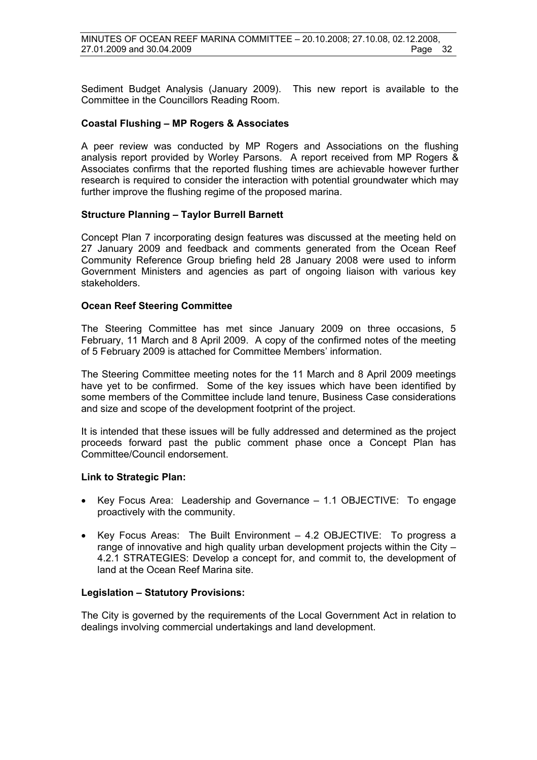Sediment Budget Analysis (January 2009). This new report is available to the Committee in the Councillors Reading Room.

**Coastal Flushing – MP Rogers & Associates**

A peer review was conducted by MP Rogers and Associations on the flushing analysis report provided by Worley Parsons. A report received from MP Rogers & Associates confirms that the reported flushing times are achievable however further research is required to consider the interaction with potential groundwater which may further improve the flushing regime of the proposed marina.

**Structure Planning – Taylor Burrell Barnett**

Concept Plan 7 incorporating design features was discussed at the meeting held on 27 January 2009 and feedback and comments generated from the Ocean Reef Community Reference Group briefing held 28 January 2008 were used to inform Government Ministers and agencies as part of ongoing liaison with various key stakeholders.

**Ocean Reef Steering Committee**

The Steering Committee has met since January 2009 on three occasions, 5 February, 11 March and 8 April 2009. A copy of the confirmed notes of the meeting of 5 February 2009 is attached for Committee Members' information.

The Steering Committee meeting notes for the 11 March and 8 April 2009 meetings have yet to be confirmed. Some of the key issues which have been identified by some members of the Committee include land tenure, Business Case considerations and size and scope of the development footprint of the project.

It is intended that these issues will be fully addressed and determined as the project proceeds forward past the public comment phase once a Concept Plan has Committee/Council endorsement.

**Link to Strategic Plan:**

- Key Focus Area: Leadership and Governance – 1.1 OBJECTIVE: To engage proactively with the community.
- Key Focus Areas: The Built Environment – 4.2 OBJECTIVE: To progress a range of innovative and high quality urban development projects within the City – 4.2.1 STRATEGIES: Develop a concept for, and commit to, the development of land at the Ocean Reef Marina site.

**Legislation – Statutory Provisions:**

The City is governed by the requirements of the Local Government Act in relation to dealings involving commercial undertakings and land development.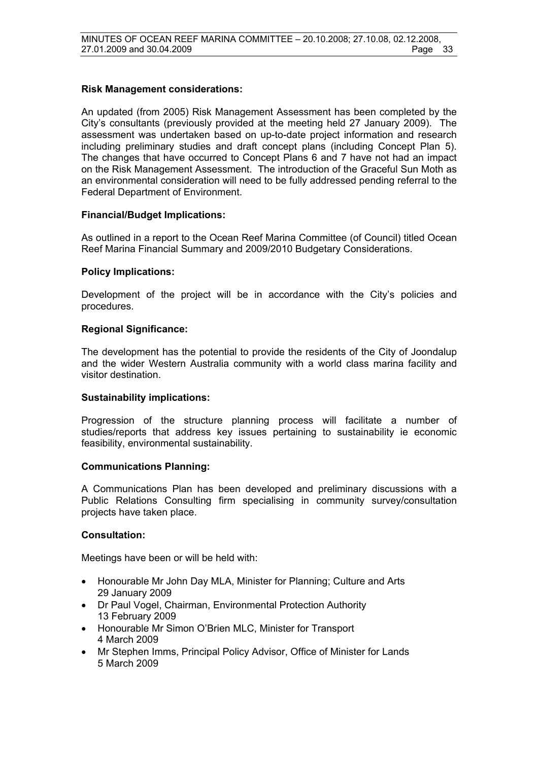**Risk Management considerations:**

An updated (from 2005) Risk Management Assessment has been completed by the City's consultants (previously provided at the meeting held 27 January 2009). The assessment was undertaken based on up-to-date project information and research including preliminary studies and draft concept plans (including Concept Plan 5). The changes that have occurred to Concept Plans 6 and 7 have not had an impact on the Risk Management Assessment. The introduction of the Graceful Sun Moth as an environmental consideration will need to be fully addressed pending referral to the Federal Department of Environment.

**Financial/Budget Implications:**

As outlined in a report to the Ocean Reef Marina Committee (of Council) titled Ocean Reef Marina Financial Summary and 2009/2010 Budgetary Considerations.

**Policy Implications:**

Development of the project will be in accordance with the City's policies and procedures.

**Regional Significance:**

The development has the potential to provide the residents of the City of Joondalup and the wider Western Australia community with a world class marina facility and visitor destination.

**Sustainability implications:**

Progression of the structure planning process will facilitate a number of studies/reports that address key issues pertaining to sustainability ie economic feasibility, environmental sustainability.

**Communications Planning:**

A Communications Plan has been developed and preliminary discussions with a Public Relations Consulting firm specialising in community survey/consultation projects have taken place.

**Consultation:**

Meetings have been or will be held with:

- Honourable Mr John Day MLA, Minister for Planning; Culture and Arts
  29 January 2009
- Dr Paul Vogel, Chairman, Environmental Protection Authority
  13 February 2009
- Honourable Mr Simon O'Brien MLC, Minister for Transport
  4 March 2009
- Mr Stephen Imms, Principal Policy Advisor, Office of Minister for Lands
  5 March 2009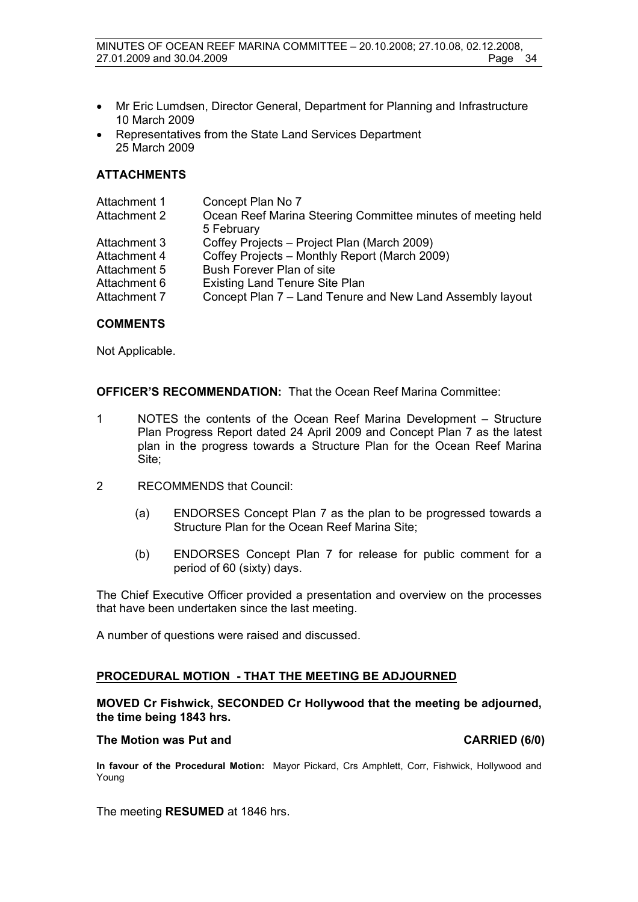- Mr Eric Lumdsen, Director General, Department for Planning and Infrastructure 10 March 2009
- Representatives from the State Land Services Department 25 March 2009

## ATTACHMENTS

| | |
|---|---|
| Attachment 1 | Concept Plan No 7 |
| Attachment 2 | Ocean Reef Marina Steering Committee minutes of meeting held 5 February |
| Attachment 3 | Coffey Projects – Project Plan (March 2009) |
| Attachment 4 | Coffey Projects – Monthly Report (March 2009) |
| Attachment 5 | Bush Forever Plan of site |
| Attachment 6 | Existing Land Tenure Site Plan |
| Attachment 7 | Concept Plan 7 – Land Tenure and New Land Assembly layout |

## COMMENTS

Not Applicable.

**OFFICER'S RECOMMENDATION:** That the Ocean Reef Marina Committee:

1 NOTES the contents of the Ocean Reef Marina Development – Structure Plan Progress Report dated 24 April 2009 and Concept Plan 7 as the latest plan in the progress towards a Structure Plan for the Ocean Reef Marina Site;

2 RECOMMENDS that Council:

   (a) ENDORSES Concept Plan 7 as the plan to be progressed towards a Structure Plan for the Ocean Reef Marina Site;

   (b) ENDORSES Concept Plan 7 for release for public comment for a period of 60 (sixty) days.

The Chief Executive Officer provided a presentation and overview on the processes that have been undertaken since the last meeting.

A number of questions were raised and discussed.

## PROCEDURAL MOTION - THAT THE MEETING BE ADJOURNED

**MOVED Cr Fishwick, SECONDED Cr Hollywood that the meeting be adjourned, the time being 1843 hrs.**

**The Motion was Put and CARRIED (6/0)**

**In favour of the Procedural Motion:** Mayor Pickard, Crs Amphlett, Corr, Fishwick, Hollywood and Young

The meeting **RESUMED** at 1846 hrs.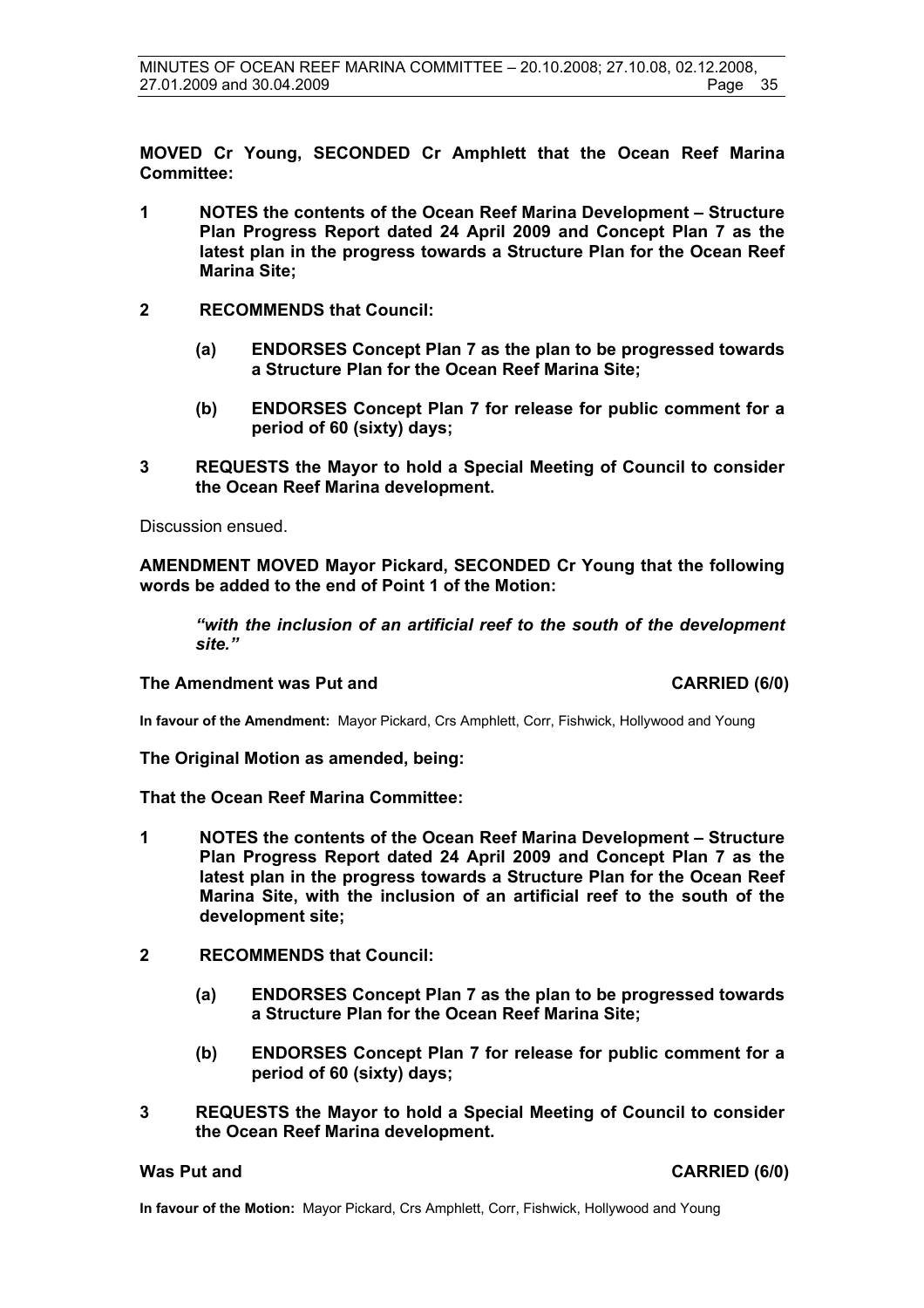**MOVED Cr Young, SECONDED Cr Amphlett that the Ocean Reef Marina Committee:**

**1 NOTES the contents of the Ocean Reef Marina Development – Structure Plan Progress Report dated 24 April 2009 and Concept Plan 7 as the latest plan in the progress towards a Structure Plan for the Ocean Reef Marina Site;**

**2 RECOMMENDS that Council:**

**(a) ENDORSES Concept Plan 7 as the plan to be progressed towards a Structure Plan for the Ocean Reef Marina Site;**

**(b) ENDORSES Concept Plan 7 for release for public comment for a period of 60 (sixty) days;**

**3 REQUESTS the Mayor to hold a Special Meeting of Council to consider the Ocean Reef Marina development.**

Discussion ensued.

**AMENDMENT MOVED Mayor Pickard, SECONDED Cr Young that the following words be added to the end of Point 1 of the Motion:**

> ***"with the inclusion of an artificial reef to the south of the development site."***

**The Amendment was Put and CARRIED (6/0)**

**In favour of the Amendment:** Mayor Pickard, Crs Amphlett, Corr, Fishwick, Hollywood and Young

**The Original Motion as amended, being:**

**That the Ocean Reef Marina Committee:**

**1 NOTES the contents of the Ocean Reef Marina Development – Structure Plan Progress Report dated 24 April 2009 and Concept Plan 7 as the latest plan in the progress towards a Structure Plan for the Ocean Reef Marina Site, with the inclusion of an artificial reef to the south of the development site;**

**2 RECOMMENDS that Council:**

**(a) ENDORSES Concept Plan 7 as the plan to be progressed towards a Structure Plan for the Ocean Reef Marina Site;**

**(b) ENDORSES Concept Plan 7 for release for public comment for a period of 60 (sixty) days;**

**3 REQUESTS the Mayor to hold a Special Meeting of Council to consider the Ocean Reef Marina development.**

**Was Put and CARRIED (6/0)**

**In favour of the Motion:** Mayor Pickard, Crs Amphlett, Corr, Fishwick, Hollywood and Young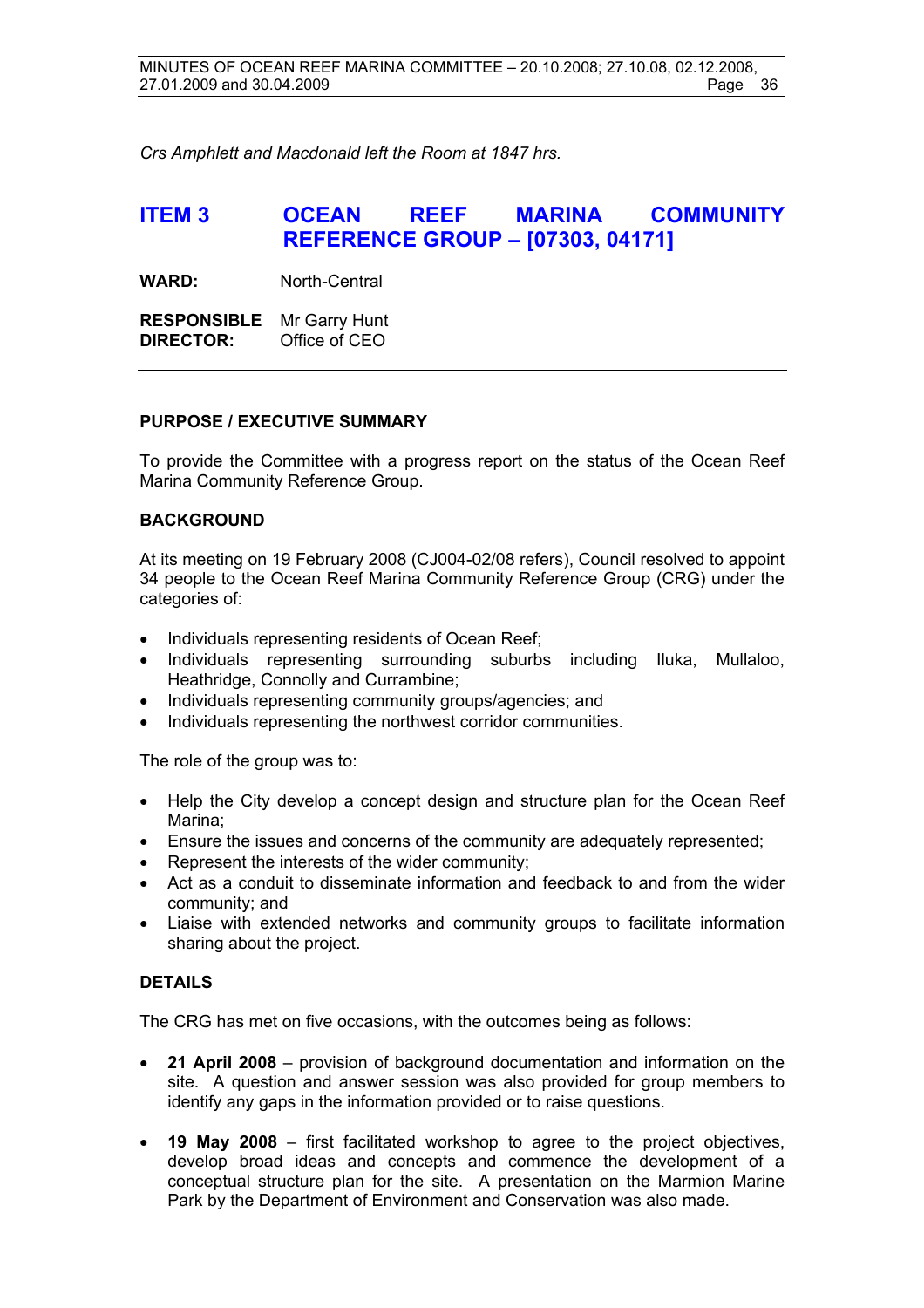*Crs Amphlett and Macdonald left the Room at 1847 hrs.*

## ITEM 3 OCEAN REEF MARINA COMMUNITY REFERENCE GROUP – [07303, 04171]

**WARD:** North-Central

**RESPONSIBLE DIRECTOR:** Mr Garry Hunt
Office of CEO

---

### PURPOSE / EXECUTIVE SUMMARY

To provide the Committee with a progress report on the status of the Ocean Reef Marina Community Reference Group.

### BACKGROUND

At its meeting on 19 February 2008 (CJ004-02/08 refers), Council resolved to appoint 34 people to the Ocean Reef Marina Community Reference Group (CRG) under the categories of:

- Individuals representing residents of Ocean Reef;
- Individuals representing surrounding suburbs including Iluka, Mullaloo, Heathridge, Connolly and Currambine;
- Individuals representing community groups/agencies; and
- Individuals representing the northwest corridor communities.

The role of the group was to:

- Help the City develop a concept design and structure plan for the Ocean Reef Marina;
- Ensure the issues and concerns of the community are adequately represented;
- Represent the interests of the wider community;
- Act as a conduit to disseminate information and feedback to and from the wider community; and
- Liaise with extended networks and community groups to facilitate information sharing about the project.

### DETAILS

The CRG has met on five occasions, with the outcomes being as follows:

- **21 April 2008** – provision of background documentation and information on the site. A question and answer session was also provided for group members to identify any gaps in the information provided or to raise questions.

- **19 May 2008** – first facilitated workshop to agree to the project objectives, develop broad ideas and concepts and commence the development of a conceptual structure plan for the site. A presentation on the Marmion Marine Park by the Department of Environment and Conservation was also made.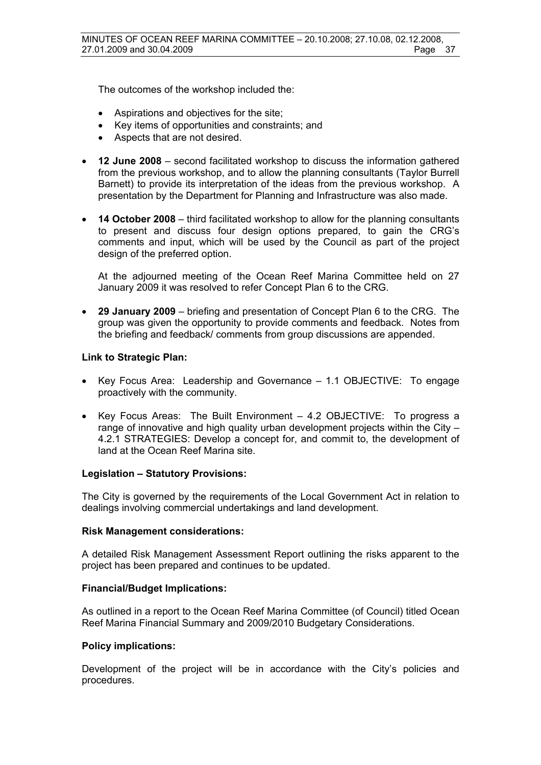The outcomes of the workshop included the:

- Aspirations and objectives for the site;
- Key items of opportunities and constraints; and
- Aspects that are not desired.

- **12 June 2008** – second facilitated workshop to discuss the information gathered from the previous workshop, and to allow the planning consultants (Taylor Burrell Barnett) to provide its interpretation of the ideas from the previous workshop. A presentation by the Department for Planning and Infrastructure was also made.

- **14 October 2008** – third facilitated workshop to allow for the planning consultants to present and discuss four design options prepared, to gain the CRG's comments and input, which will be used by the Council as part of the project design of the preferred option.

  At the adjourned meeting of the Ocean Reef Marina Committee held on 27 January 2009 it was resolved to refer Concept Plan 6 to the CRG.

- **29 January 2009** – briefing and presentation of Concept Plan 6 to the CRG. The group was given the opportunity to provide comments and feedback. Notes from the briefing and feedback/ comments from group discussions are appended.

**Link to Strategic Plan:**

- Key Focus Area: Leadership and Governance – 1.1 OBJECTIVE: To engage proactively with the community.

- Key Focus Areas: The Built Environment – 4.2 OBJECTIVE: To progress a range of innovative and high quality urban development projects within the City – 4.2.1 STRATEGIES: Develop a concept for, and commit to, the development of land at the Ocean Reef Marina site.

**Legislation – Statutory Provisions:**

The City is governed by the requirements of the Local Government Act in relation to dealings involving commercial undertakings and land development.

**Risk Management considerations:**

A detailed Risk Management Assessment Report outlining the risks apparent to the project has been prepared and continues to be updated.

**Financial/Budget Implications:**

As outlined in a report to the Ocean Reef Marina Committee (of Council) titled Ocean Reef Marina Financial Summary and 2009/2010 Budgetary Considerations.

**Policy implications:**

Development of the project will be in accordance with the City's policies and procedures.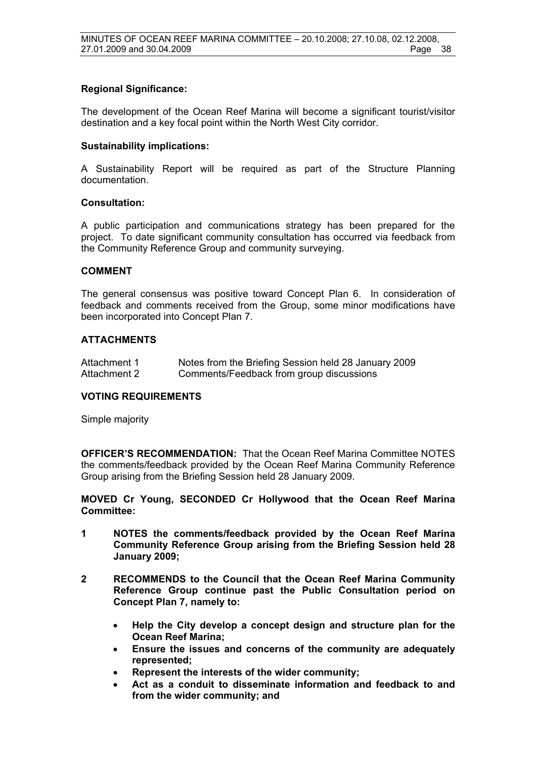**Regional Significance:**

The development of the Ocean Reef Marina will become a significant tourist/visitor destination and a key focal point within the North West City corridor.

**Sustainability implications:**

A Sustainability Report will be required as part of the Structure Planning documentation.

**Consultation:**

A public participation and communications strategy has been prepared for the project. To date significant community consultation has occurred via feedback from the Community Reference Group and community surveying.

**COMMENT**

The general consensus was positive toward Concept Plan 6. In consideration of feedback and comments received from the Group, some minor modifications have been incorporated into Concept Plan 7.

**ATTACHMENTS**

| | |
|---|---|
| Attachment 1 | Notes from the Briefing Session held 28 January 2009 |
| Attachment 2 | Comments/Feedback from group discussions |

**VOTING REQUIREMENTS**

Simple majority

**OFFICER'S RECOMMENDATION:** That the Ocean Reef Marina Committee NOTES the comments/feedback provided by the Ocean Reef Marina Community Reference Group arising from the Briefing Session held 28 January 2009.

**MOVED Cr Young, SECONDED Cr Hollywood that the Ocean Reef Marina Committee:**

**1 NOTES the comments/feedback provided by the Ocean Reef Marina Community Reference Group arising from the Briefing Session held 28 January 2009;**

**2 RECOMMENDS to the Council that the Ocean Reef Marina Community Reference Group continue past the Public Consultation period on Concept Plan 7, namely to:**

- **Help the City develop a concept design and structure plan for the Ocean Reef Marina;**
- **Ensure the issues and concerns of the community are adequately represented;**
- **Represent the interests of the wider community;**
- **Act as a conduit to disseminate information and feedback to and from the wider community; and**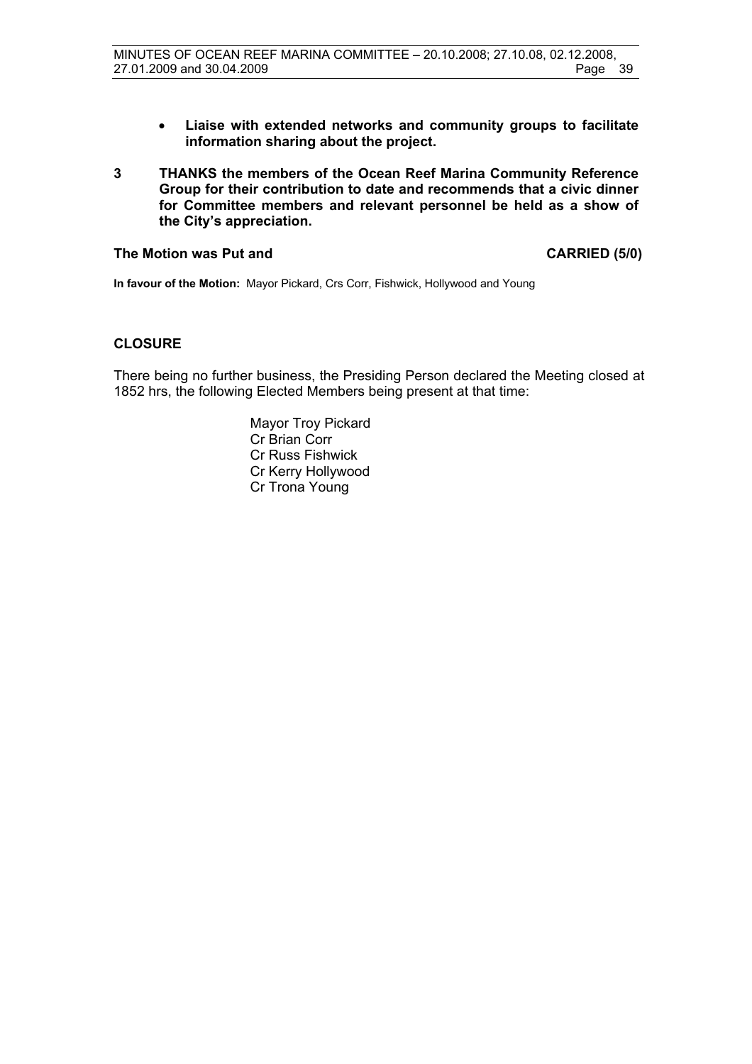- **Liaise with extended networks and community groups to facilitate information sharing about the project.**

**3 THANKS the members of the Ocean Reef Marina Community Reference Group for their contribution to date and recommends that a civic dinner for Committee members and relevant personnel be held as a show of the City's appreciation.**

**The Motion was Put and CARRIED (5/0)**

**In favour of the Motion:** Mayor Pickard, Crs Corr, Fishwick, Hollywood and Young

## CLOSURE

There being no further business, the Presiding Person declared the Meeting closed at 1852 hrs, the following Elected Members being present at that time:

Mayor Troy Pickard
Cr Brian Corr
Cr Russ Fishwick
Cr Kerry Hollywood
Cr Trona Young